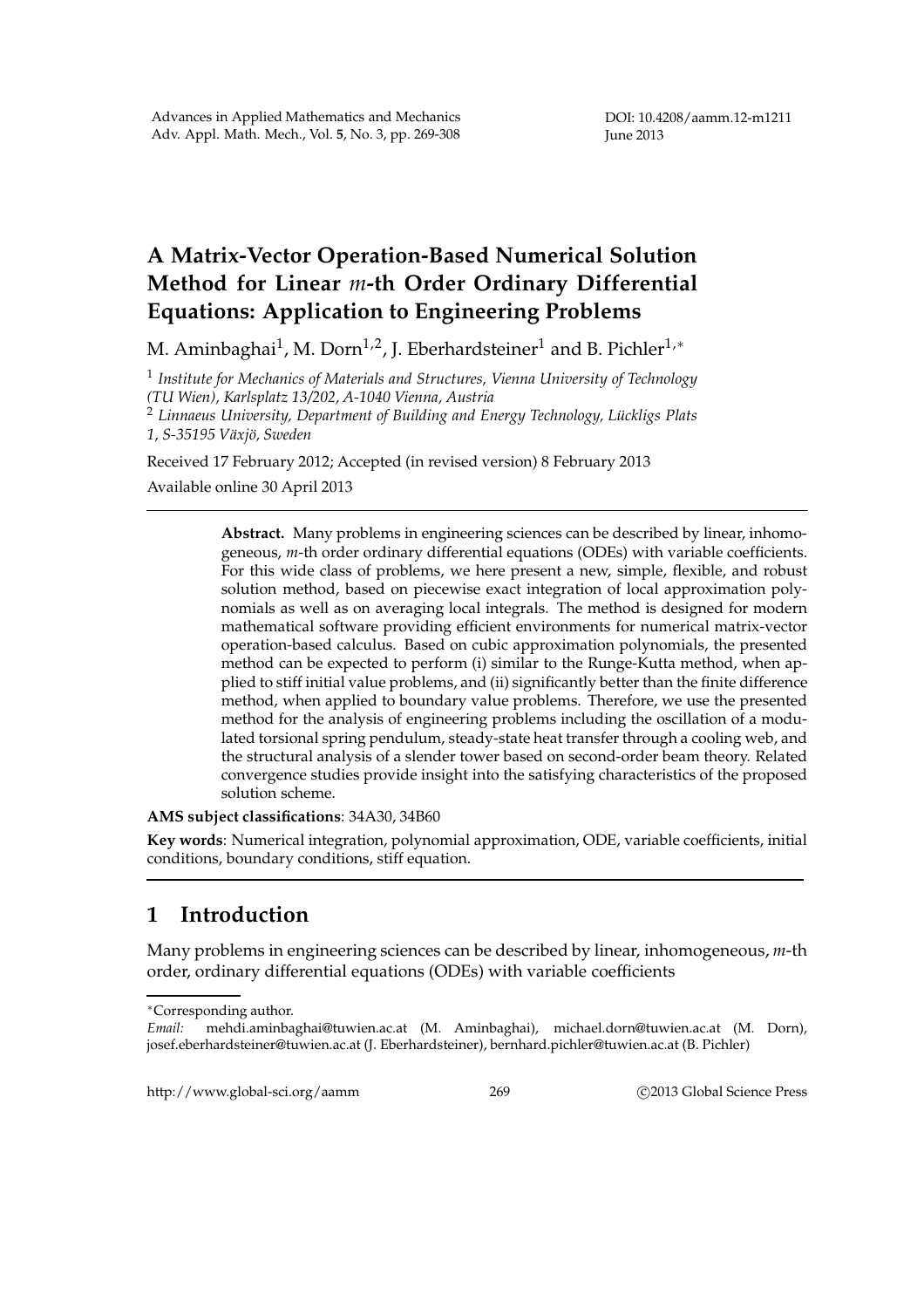# A Matrix-Vector Operation-Based Numerical Solution Method for Linear $m$-th Order Ordinary Differential Equations: Application to Engineering Problems

M. Aminbaghai[1], M. Dorn[1,2], J. Eberhardsteiner[1] and B. Pichler[1,*]

[1] *Institute for Mechanics of Materials and Structures, Vienna University of Technology (TU Wien), Karlsplatz 13/202, A-1040 Vienna, Austria*

[2] *Linnaeus University, Department of Building and Energy Technology, Lückligs Plats 1, S-35195 Växjö, Sweden*

Received 17 February 2012; Accepted (in revised version) 8 February 2013

Available online 30 April 2013

---

**Abstract.** Many problems in engineering sciences can be described by linear, inhomogeneous, $m$-th order ordinary differential equations (ODEs) with variable coefficients. For this wide class of problems, we here present a new, simple, flexible, and robust solution method, based on piecewise exact integration of local approximation polynomials as well as on averaging local integrals. The method is designed for modern mathematical software providing efficient environments for numerical matrix-vector operation-based calculus. Based on cubic approximation polynomials, the presented method can be expected to perform (i) similar to the Runge-Kutta method, when applied to stiff initial value problems, and (ii) significantly better than the finite difference method, when applied to boundary value problems. Therefore, we use the presented method for the analysis of engineering problems including the oscillation of a modulated torsional spring pendulum, steady-state heat transfer through a cooling web, and the structural analysis of a slender tower based on second-order beam theory. Related convergence studies provide insight into the satisfying characteristics of the proposed solution scheme.

**AMS subject classifications**: 34A30, 34B60

**Key words**: Numerical integration, polynomial approximation, ODE, variable coefficients, initial conditions, boundary conditions, stiff equation.

---

## 1 Introduction

Many problems in engineering sciences can be described by linear, inhomogeneous, $m$-th order, ordinary differential equations (ODEs) with variable coefficients

---

*Corresponding author.

*Email:* mehdi.aminbaghai@tuwien.ac.at (M. Aminbaghai), michael.dorn@tuwien.ac.at (M. Dorn), josef.eberhardsteiner@tuwien.ac.at (J. Eberhardsteiner), bernhard.pichler@tuwien.ac.at (B. Pichler)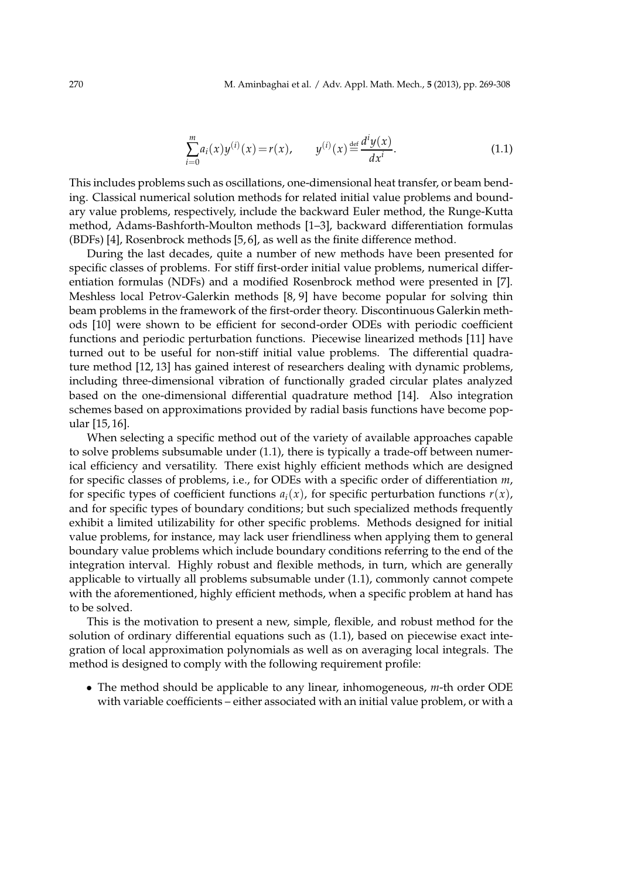$$\sum_{i=0}^{m} a_i(x) y^{(i)}(x) = r(x), \qquad y^{(i)}(x) \stackrel{\text{def}}{=} \frac{d^i y(x)}{dx^i}. \tag{1.1}$$

This includes problems such as oscillations, one-dimensional heat transfer, or beam bending. Classical numerical solution methods for related initial value problems and boundary value problems, respectively, include the backward Euler method, the Runge-Kutta method, Adams-Bashforth-Moulton methods [1–3], backward differentiation formulas (BDFs) [4], Rosenbrock methods [5, 6], as well as the finite difference method.

During the last decades, quite a number of new methods have been presented for specific classes of problems. For stiff first-order initial value problems, numerical differentiation formulas (NDFs) and a modified Rosenbrock method were presented in [7]. Meshless local Petrov-Galerkin methods [8, 9] have become popular for solving thin beam problems in the framework of the first-order theory. Discontinuous Galerkin methods [10] were shown to be efficient for second-order ODEs with periodic coefficient functions and periodic perturbation functions. Piecewise linearized methods [11] have turned out to be useful for non-stiff initial value problems. The differential quadrature method [12, 13] has gained interest of researchers dealing with dynamic problems, including three-dimensional vibration of functionally graded circular plates analyzed based on the one-dimensional differential quadrature method [14]. Also integration schemes based on approximations provided by radial basis functions have become popular [15, 16].

When selecting a specific method out of the variety of available approaches capable to solve problems subsumable under (1.1), there is typically a trade-off between numerical efficiency and versatility. There exist highly efficient methods which are designed for specific classes of problems, i.e., for ODEs with a specific order of differentiation $m$, for specific types of coefficient functions $a_i(x)$, for specific perturbation functions $r(x)$, and for specific types of boundary conditions; but such specialized methods frequently exhibit a limited utilizability for other specific problems. Methods designed for initial value problems, for instance, may lack user friendliness when applying them to general boundary value problems which include boundary conditions referring to the end of the integration interval. Highly robust and flexible methods, in turn, which are generally applicable to virtually all problems subsumable under (1.1), commonly cannot compete with the aforementioned, highly efficient methods, when a specific problem at hand has to be solved.

This is the motivation to present a new, simple, flexible, and robust method for the solution of ordinary differential equations such as (1.1), based on piecewise exact integration of local approximation polynomials as well as on averaging local integrals. The method is designed to comply with the following requirement profile:

- The method should be applicable to any linear, inhomogeneous, $m$-th order ODE with variable coefficients – either associated with an initial value problem, or with a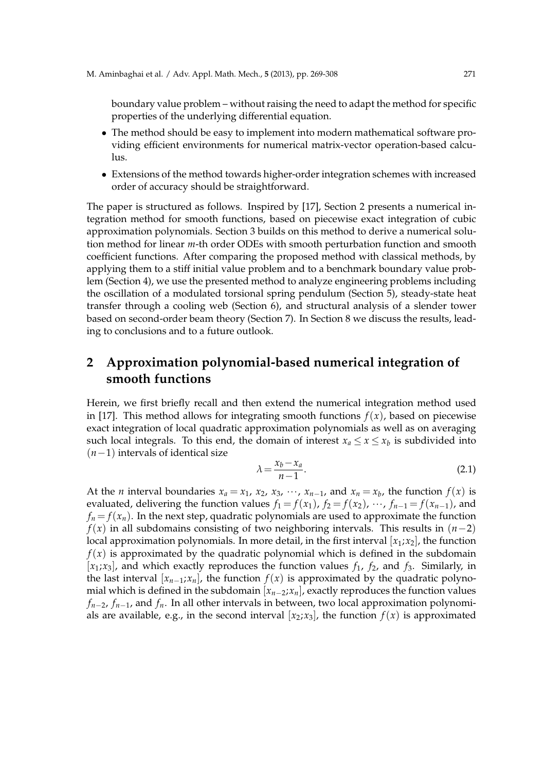boundary value problem – without raising the need to adapt the method for specific properties of the underlying differential equation.

- The method should be easy to implement into modern mathematical software providing efficient environments for numerical matrix-vector operation-based calculus.
- Extensions of the method towards higher-order integration schemes with increased order of accuracy should be straightforward.

The paper is structured as follows. Inspired by [17], Section 2 presents a numerical integration method for smooth functions, based on piecewise exact integration of cubic approximation polynomials. Section 3 builds on this method to derive a numerical solution method for linear $m$-th order ODEs with smooth perturbation function and smooth coefficient functions. After comparing the proposed method with classical methods, by applying them to a stiff initial value problem and to a benchmark boundary value problem (Section 4), we use the presented method to analyze engineering problems including the oscillation of a modulated torsional spring pendulum (Section 5), steady-state heat transfer through a cooling web (Section 6), and structural analysis of a slender tower based on second-order beam theory (Section 7). In Section 8 we discuss the results, leading to conclusions and to a future outlook.

## 2 Approximation polynomial-based numerical integration of smooth functions

Herein, we first briefly recall and then extend the numerical integration method used in [17]. This method allows for integrating smooth functions $f(x)$, based on piecewise exact integration of local quadratic approximation polynomials as well as on averaging such local integrals. To this end, the domain of interest $x_a \le x \le x_b$ is subdivided into $(n-1)$ intervals of identical size

$$\lambda = \frac{x_b - x_a}{n-1}. \tag{2.1}$$

At the $n$ interval boundaries $x_a = x_1$, $x_2$, $x_3$, $\cdots$, $x_{n-1}$, and $x_n = x_b$, the function $f(x)$ is evaluated, delivering the function values $f_1 = f(x_1)$, $f_2 = f(x_2)$, $\cdots$, $f_{n-1} = f(x_{n-1})$, and $f_n = f(x_n)$. In the next step, quadratic polynomials are used to approximate the function $f(x)$ in all subdomains consisting of two neighboring intervals. This results in $(n-2)$ local approximation polynomials. In more detail, in the first interval $[x_1;x_2]$, the function $f(x)$ is approximated by the quadratic polynomial which is defined in the subdomain $[x_1;x_3]$, and which exactly reproduces the function values $f_1$, $f_2$, and $f_3$. Similarly, in the last interval $[x_{n-1};x_n]$, the function $f(x)$ is approximated by the quadratic polynomial which is defined in the subdomain $[x_{n-2};x_n]$, exactly reproduces the function values $f_{n-2}$, $f_{n-1}$, and $f_n$. In all other intervals in between, two local approximation polynomials are available, e.g., in the second interval $[x_2;x_3]$, the function $f(x)$ is approximated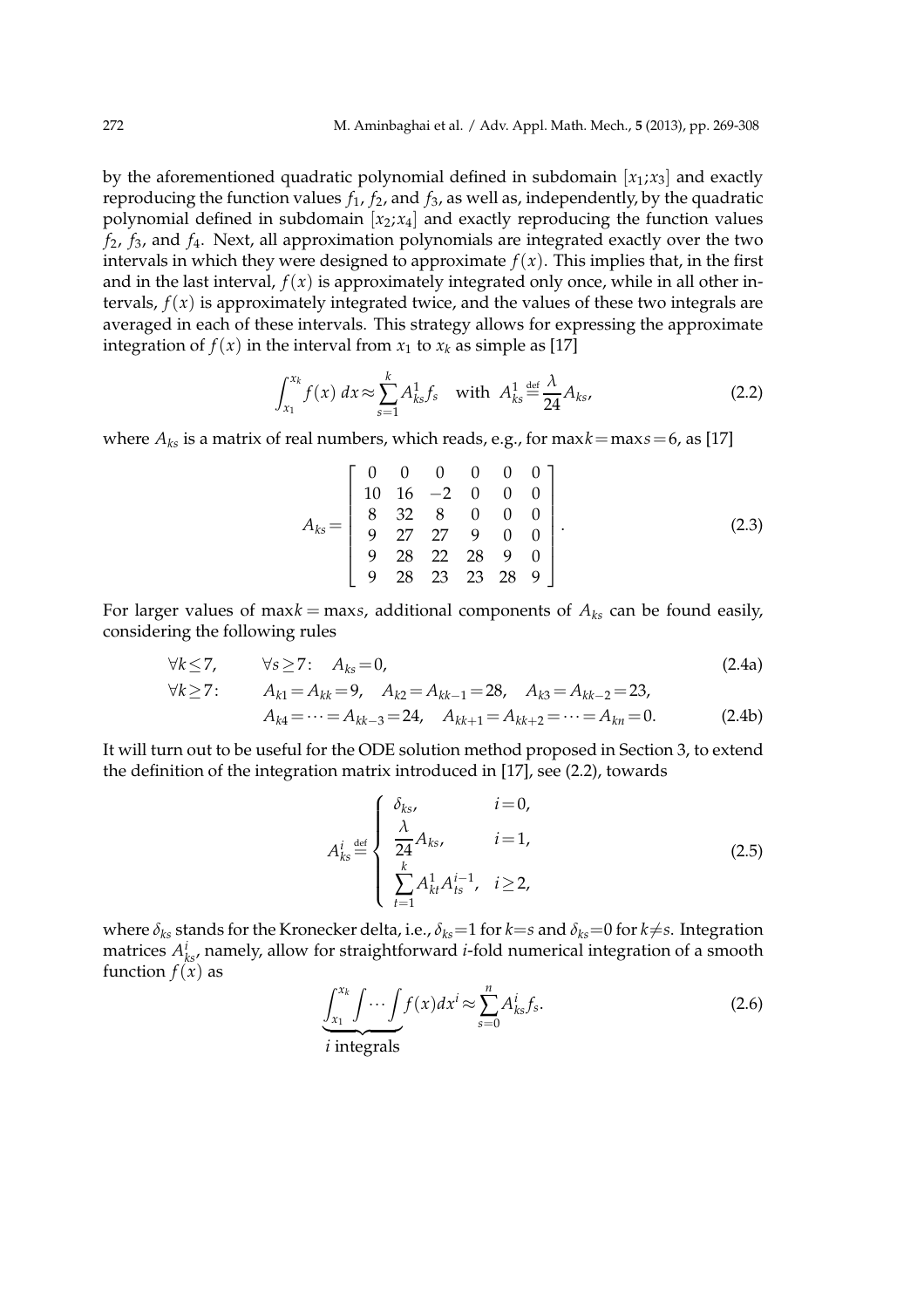by the aforementioned quadratic polynomial defined in subdomain $[x_1;x_3]$ and exactly reproducing the function values $f_1$, $f_2$, and $f_3$, as well as, independently, by the quadratic polynomial defined in subdomain $[x_2;x_4]$ and exactly reproducing the function values $f_2$, $f_3$, and $f_4$. Next, all approximation polynomials are integrated exactly over the two intervals in which they were designed to approximate $f(x)$. This implies that, in the first and in the last interval, $f(x)$ is approximately integrated only once, while in all other intervals, $f(x)$ is approximately integrated twice, and the values of these two integrals are averaged in each of these intervals. This strategy allows for expressing the approximate integration of $f(x)$ in the interval from $x_1$ to $x_k$ as simple as [17]

$$\int_{x_1}^{x_k} f(x)\,dx \approx \sum_{s=1}^{k} A^1_{ks} f_s \quad \text{with} \quad A^1_{ks} \stackrel{\text{def}}{=} \frac{\lambda}{24} A_{ks}, \tag{2.2}$$

where $A_{ks}$ is a matrix of real numbers, which reads, e.g., for $\max k = \max s = 6$, as [17]

$$A_{ks} = \begin{bmatrix} 0 & 0 & 0 & 0 & 0 & 0 \\ 10 & 16 & -2 & 0 & 0 & 0 \\ 8 & 32 & 8 & 0 & 0 & 0 \\ 9 & 27 & 27 & 9 & 0 & 0 \\ 9 & 28 & 22 & 28 & 9 & 0 \\ 9 & 28 & 23 & 23 & 28 & 9 \end{bmatrix}. \tag{2.3}$$

For larger values of $\max k = \max s$, additional components of $A_{ks}$ can be found easily, considering the following rules

$$\forall k \leq 7, \qquad \forall s \geq 7: \quad A_{ks} = 0, \tag{2.4a}$$

$$\begin{aligned} \forall k \geq 7: \qquad & A_{k1} = A_{kk} = 9, \quad A_{k2} = A_{kk-1} = 28, \quad A_{k3} = A_{kk-2} = 23, \\ & A_{k4} = \cdots = A_{kk-3} = 24, \quad A_{kk+1} = A_{kk+2} = \cdots = A_{kn} = 0. \end{aligned} \tag{2.4b}$$

It will turn out to be useful for the ODE solution method proposed in Section 3, to extend the definition of the integration matrix introduced in [17], see (2.2), towards

$$A^i_{ks} \stackrel{\text{def}}{=} \begin{cases} \delta_{ks}, & i = 0, \\ \dfrac{\lambda}{24} A_{ks}, & i = 1, \\ \displaystyle\sum_{t=1}^{k} A^1_{kt} A^{i-1}_{ts}, & i \geq 2, \end{cases} \tag{2.5}$$

where $\delta_{ks}$ stands for the Kronecker delta, i.e., $\delta_{ks} = 1$ for $k = s$ and $\delta_{ks} = 0$ for $k \neq s$. Integration matrices $A^i_{ks}$, namely, allow for straightforward $i$-fold numerical integration of a smooth function $f(x)$ as

$$\underbrace{\int_{x_1}^{x_k} \int \cdots \int}_{i \text{ integrals}} f(x) dx^i \approx \sum_{s=0}^{n} A^i_{ks} f_s. \tag{2.6}$$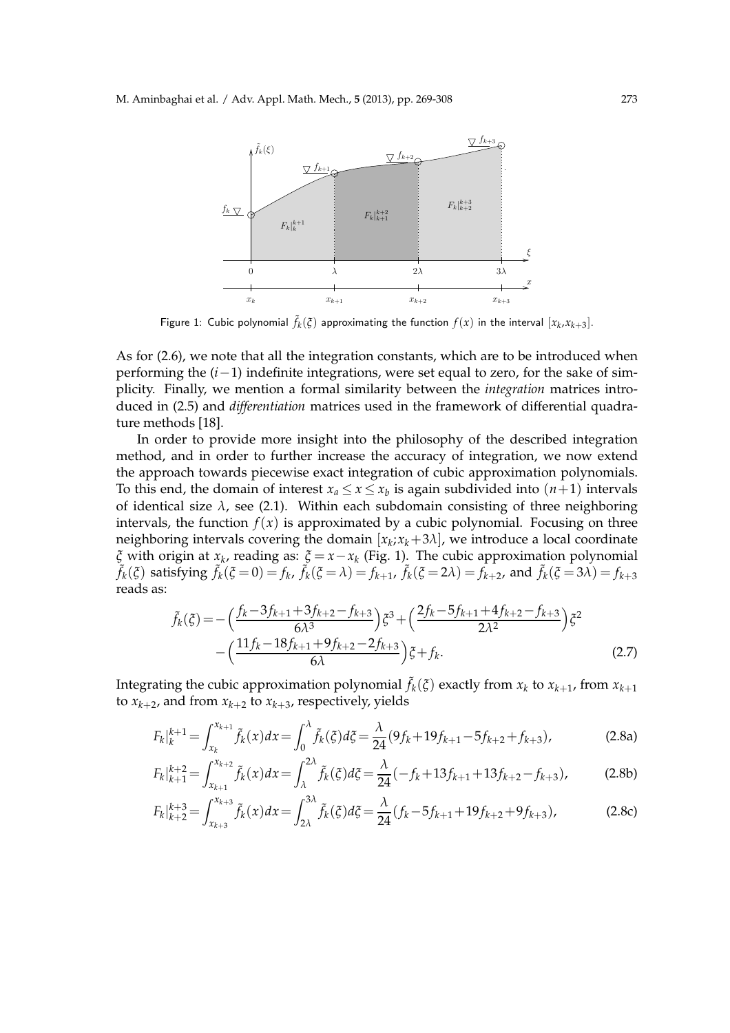Figure 1: Cubic polynomial $\tilde{f}_k(\xi)$ approximating the function $f(x)$ in the interval $[x_k, x_{k+3}]$.

As for (2.6), we note that all the integration constants, which are to be introduced when performing the $(i-1)$ indefinite integrations, were set equal to zero, for the sake of simplicity. Finally, we mention a formal similarity between the *integration* matrices introduced in (2.5) and *differentiation* matrices used in the framework of differential quadrature methods [18].

In order to provide more insight into the philosophy of the described integration method, and in order to further increase the accuracy of integration, we now extend the approach towards piecewise exact integration of cubic approximation polynomials. To this end, the domain of interest $x_a \leq x \leq x_b$ is again subdivided into $(n+1)$ intervals of identical size $\lambda$, see (2.1). Within each subdomain consisting of three neighboring intervals, the function $f(x)$ is approximated by a cubic polynomial. Focusing on three neighboring intervals covering the domain $[x_k; x_k+3\lambda]$, we introduce a local coordinate $\xi$ with origin at $x_k$, reading as: $\xi = x - x_k$ (Fig. 1). The cubic approximation polynomial $\tilde{f}_k(\xi)$ satisfying $\tilde{f}_k(\xi=0) = f_k$, $\tilde{f}_k(\xi=\lambda) = f_{k+1}$, $\tilde{f}_k(\xi=2\lambda) = f_{k+2}$, and $\tilde{f}_k(\xi=3\lambda) = f_{k+3}$ reads as:

$$
\begin{aligned}
\tilde{f}_k(\xi) = & -\Big(\frac{f_k - 3f_{k+1} + 3f_{k+2} - f_{k+3}}{6\lambda^3}\Big)\xi^3 + \Big(\frac{2f_k - 5f_{k+1} + 4f_{k+2} - f_{k+3}}{2\lambda^2}\Big)\xi^2 \\
& - \Big(\frac{11f_k - 18f_{k+1} + 9f_{k+2} - 2f_{k+3}}{6\lambda}\Big)\xi + f_k. 
\end{aligned}
\tag{2.7}
$$

Integrating the cubic approximation polynomial $\tilde{f}_k(\xi)$ exactly from $x_k$ to $x_{k+1}$, from $x_{k+1}$ to $x_{k+2}$, and from $x_{k+2}$ to $x_{k+3}$, respectively, yields

$$
F_k|_k^{k+1} = \int_{x_k}^{x_{k+1}} \tilde{f}_k(x)dx = \int_0^{\lambda} \tilde{f}_k(\xi)d\xi = \frac{\lambda}{24}(9f_k + 19f_{k+1} - 5f_{k+2} + f_{k+3}), \tag{2.8a}
$$

$$
F_k|_{k+1}^{k+2} = \int_{x_{k+1}}^{x_{k+2}} \tilde{f}_k(x)dx = \int_{\lambda}^{2\lambda} \tilde{f}_k(\xi)d\xi = \frac{\lambda}{24}(-f_k + 13f_{k+1} + 13f_{k+2} - f_{k+3}), \tag{2.8b}
$$

$$
F_k|_{k+2}^{k+3} = \int_{x_{k+3}}^{x_{k+3}} \tilde{f}_k(x)dx = \int_{2\lambda}^{3\lambda} \tilde{f}_k(\xi)d\xi = \frac{\lambda}{24}(f_k - 5f_{k+1} + 19f_{k+2} + 9f_{k+3}), \tag{2.8c}
$$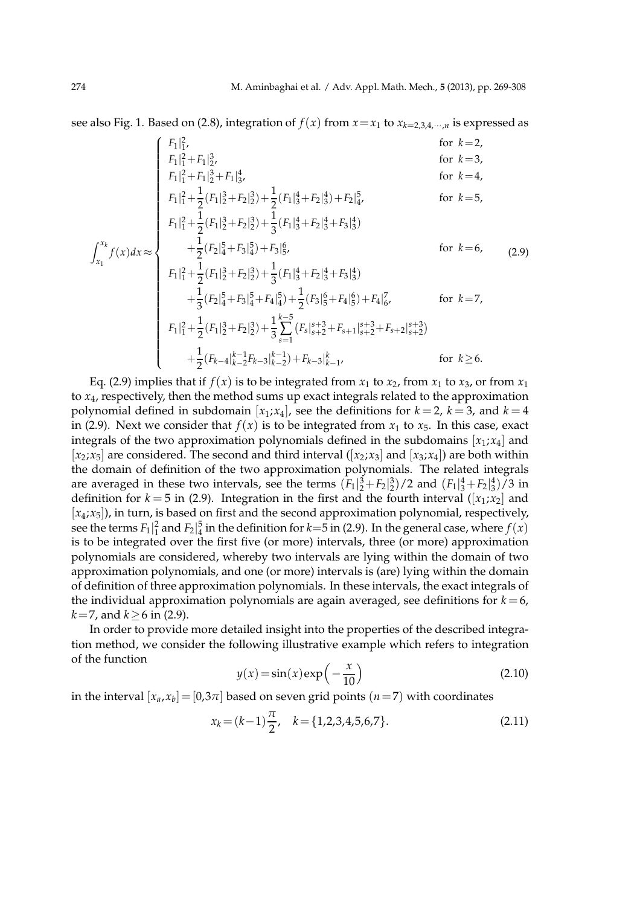see also Fig. 1. Based on (2.8), integration of $f(x)$ from $x=x_1$ to $x_{k=2,3,4,\cdots,n}$ is expressed as

$$
\int_{x_1}^{x_k} f(x)dx \approx \begin{cases}
F_1|_1^2, & \text{for } k=2, \\
F_1|_1^2 + F_1|_2^3, & \text{for } k=3, \\
F_1|_1^2 + F_1|_2^3 + F_1|_3^4, & \text{for } k=4, \\
F_1|_1^2 + \dfrac{1}{2}(F_1|_2^3 + F_2|_2^3) + \dfrac{1}{2}(F_1|_3^4 + F_2|_3^4) + F_2|_4^5, & \text{for } k=5, \\
F_1|_1^2 + \dfrac{1}{2}(F_1|_2^3 + F_2|_2^3) + \dfrac{1}{3}(F_1|_3^4 + F_2|_3^4 + F_3|_3^4) & \\
\quad + \dfrac{1}{2}(F_2|_4^5 + F_3|_4^5) + F_3|_5^6, & \text{for } k=6, \\
F_1|_1^2 + \dfrac{1}{2}(F_1|_2^3 + F_2|_2^3) + \dfrac{1}{3}(F_1|_3^4 + F_2|_3^4 + F_3|_3^4) & \\
\quad + \dfrac{1}{3}(F_2|_4^5 + F_3|_4^5 + F_4|_4^5) + \dfrac{1}{2}(F_3|_5^6 + F_4|_5^6) + F_4|_6^7, & \text{for } k=7, \\
F_1|_1^2 + \dfrac{1}{2}(F_1|_2^3 + F_2|_2^3) + \dfrac{1}{3}\displaystyle\sum_{s=1}^{k-5}(F_s|_{s+2}^{s+3} + F_{s+1}|_{s+2}^{s+3} + F_{s+2}|_{s+2}^{s+3}) & \\
\quad + \dfrac{1}{2}(F_{k-4}|_{k-2}^{k-1} F_{k-3}|_{k-2}^{k-1}) + F_{k-3}|_{k-1}^{k}, & \text{for } k \geq 6.
\end{cases} \tag{2.9}
$$

Eq. (2.9) implies that if $f(x)$ is to be integrated from $x_1$ to $x_2$, from $x_1$ to $x_3$, or from $x_1$ to $x_4$, respectively, then the method sums up exact integrals related to the approximation polynomial defined in subdomain $[x_1;x_4]$, see the definitions for $k=2$, $k=3$, and $k=4$ in (2.9). Next we consider that $f(x)$ is to be integrated from $x_1$ to $x_5$. In this case, exact integrals of the two approximation polynomials defined in the subdomains $[x_1;x_4]$ and $[x_2;x_5]$ are considered. The second and third interval ($[x_2;x_3]$ and $[x_3;x_4]$) are both within the domain of definition of the two approximation polynomials. The related integrals are averaged in these two intervals, see the terms $(F_1|_2^3+F_2|_2^3)/2$ and $(F_1|_3^4+F_2|_3^4)/3$ in definition for $k=5$ in (2.9). Integration in the first and the fourth interval ($[x_1;x_2]$ and $[x_4;x_5]$), in turn, is based on first and the second approximation polynomial, respectively, see the terms $F_1|_1^2$ and $F_2|_4^5$ in the definition for $k$=5 in (2.9). In the general case, where $f(x)$ is to be integrated over the first five (or more) intervals, three (or more) approximation polynomials are considered, whereby two intervals are lying within the domain of two approximation polynomials, and one (or more) intervals is (are) lying within the domain of definition of three approximation polynomials. In these intervals, the exact integrals of the individual approximation polynomials are again averaged, see definitions for $k=6$, $k$=7, and $k \geq 6$ in (2.9).

In order to provide more detailed insight into the properties of the described integration method, we consider the following illustrative example which refers to integration of the function

$$
y(x) = \sin(x)\exp\Big(-\frac{x}{10}\Big) \tag{2.10}
$$

in the interval $[x_a, x_b] = [0, 3\pi]$ based on seven grid points ($n=7$) with coordinates

$$
x_k = (k-1)\frac{\pi}{2}, \quad k = \{1,2,3,4,5,6,7\}. \tag{2.11}
$$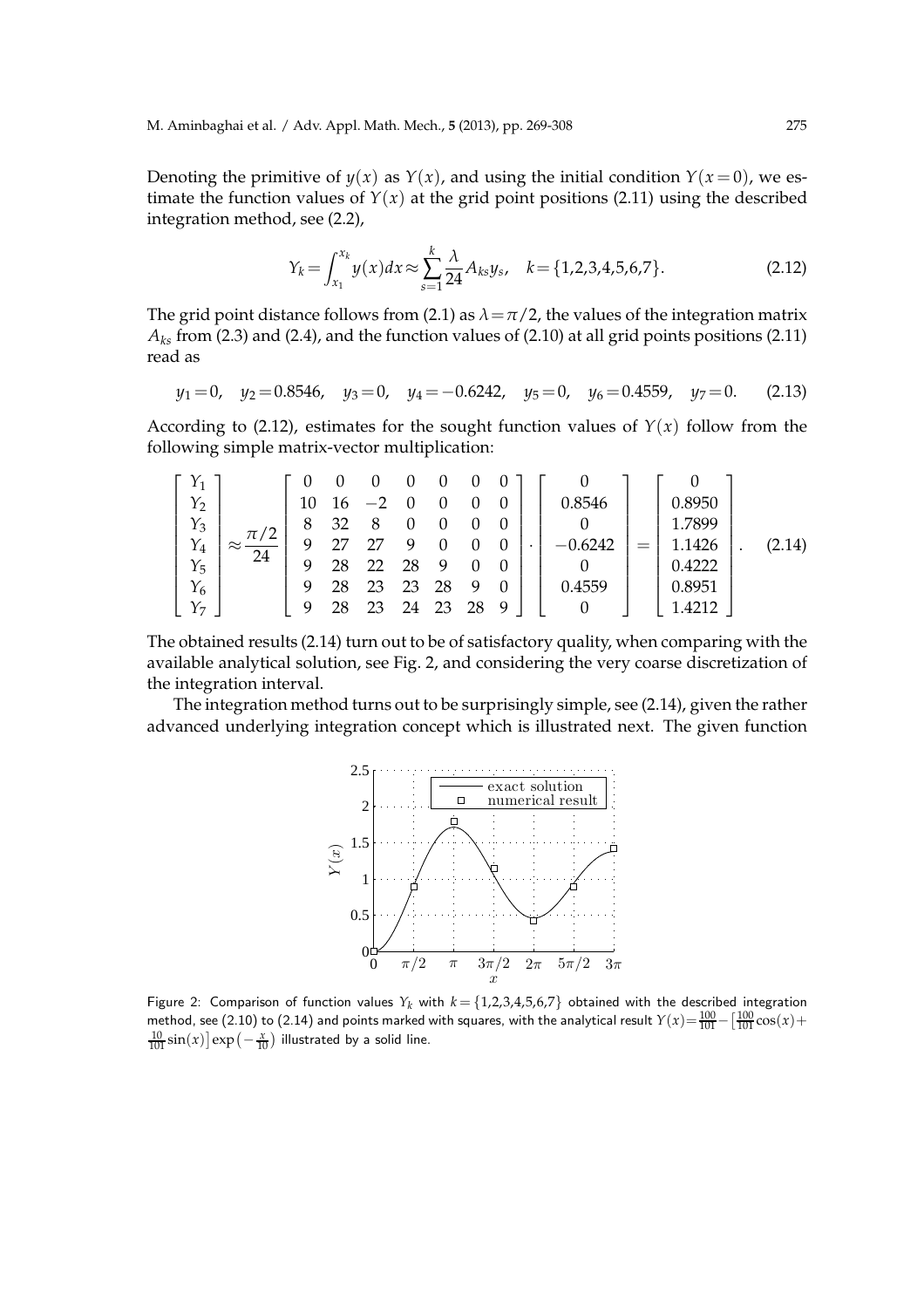Denoting the primitive of $y(x)$ as $Y(x)$, and using the initial condition $Y(x=0)$, we estimate the function values of $Y(x)$ at the grid point positions (2.11) using the described integration method, see (2.2),

$$Y_k = \int_{x_1}^{x_k} y(x)dx \approx \sum_{s=1}^{k} \frac{\lambda}{24} A_{ks} y_s, \quad k = \{1,2,3,4,5,6,7\}. \tag{2.12}$$

The grid point distance follows from (2.1) as $\lambda = \pi/2$, the values of the integration matrix $A_{ks}$ from (2.3) and (2.4), and the function values of (2.10) at all grid points positions (2.11) read as

$$y_1 = 0, \quad y_2 = 0.8546, \quad y_3 = 0, \quad y_4 = -0.6242, \quad y_5 = 0, \quad y_6 = 0.4559, \quad y_7 = 0. \tag{2.13}$$

According to (2.12), estimates for the sought function values of $Y(x)$ follow from the following simple matrix-vector multiplication:

$$\begin{bmatrix} Y_1 \\ Y_2 \\ Y_3 \\ Y_4 \\ Y_5 \\ Y_6 \\ Y_7 \end{bmatrix} \approx \frac{\pi/2}{24} \begin{bmatrix} 0 & 0 & 0 & 0 & 0 & 0 & 0 \\ 10 & 16 & -2 & 0 & 0 & 0 & 0 \\ 8 & 32 & 8 & 0 & 0 & 0 & 0 \\ 9 & 27 & 27 & 9 & 0 & 0 & 0 \\ 9 & 28 & 22 & 28 & 9 & 0 & 0 \\ 9 & 28 & 23 & 23 & 28 & 9 & 0 \\ 9 & 28 & 23 & 24 & 23 & 28 & 9 \end{bmatrix} \cdot \begin{bmatrix} 0 \\ 0.8546 \\ 0 \\ -0.6242 \\ 0 \\ 0.4559 \\ 0 \end{bmatrix} = \begin{bmatrix} 0 \\ 0.8950 \\ 1.7899 \\ 1.1426 \\ 0.4222 \\ 0.8951 \\ 1.4212 \end{bmatrix}. \tag{2.14}$$

The obtained results (2.14) turn out to be of satisfactory quality, when comparing with the available analytical solution, see Fig. 2, and considering the very coarse discretization of the integration interval.

The integration method turns out to be surprisingly simple, see (2.14), given the rather advanced underlying integration concept which is illustrated next. The given function

Figure 2: Comparison of function values $Y_k$ with $k = \{1,2,3,4,5,6,7\}$ obtained with the described integration method, see (2.10) to (2.14) and points marked with squares, with the analytical result $Y(x) = \frac{100}{101} - \left[\frac{100}{101}\cos(x) + \frac{10}{101}\sin(x)\right]\exp\left(-\frac{x}{10}\right)$ illustrated by a solid line.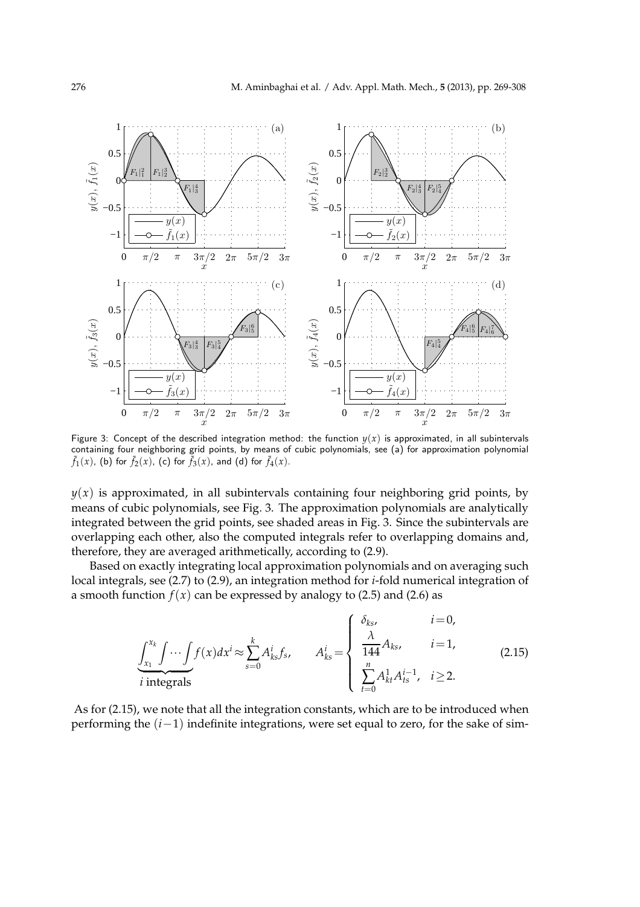Figure 3: Concept of the described integration method: the function $y(x)$ is approximated, in all subintervals containing four neighboring grid points, by means of cubic polynomials, see (a) for approximation polynomial $\tilde{f}_1(x)$, (b) for $\tilde{f}_2(x)$, (c) for $\tilde{f}_3(x)$, and (d) for $\tilde{f}_4(x)$.

$y(x)$ is approximated, in all subintervals containing four neighboring grid points, by means of cubic polynomials, see Fig. 3. The approximation polynomials are analytically integrated between the grid points, see shaded areas in Fig. 3. Since the subintervals are overlapping each other, also the computed integrals refer to overlapping domains and, therefore, they are averaged arithmetically, according to (2.9).

Based on exactly integrating local approximation polynomials and on averaging such local integrals, see (2.7) to (2.9), an integration method for $i$-fold numerical integration of a smooth function $f(x)$ can be expressed by analogy to (2.5) and (2.6) as

$$\underbrace{\int_{x_1}^{x_k}\int\cdots\int}_{i \text{ integrals}} f(x)dx^i \approx \sum_{s=0}^{k} A_{ks}^i f_s, \qquad A_{ks}^i = \begin{cases} \delta_{ks}, & i=0, \\ \dfrac{\lambda}{144}A_{ks}, & i=1, \\ \sum\limits_{t=0}^{n} A_{kt}^1 A_{ts}^{i-1}, & i\geq 2. \end{cases} \tag{2.15}$$

As for (2.15), we note that all the integration constants, which are to be introduced when performing the $(i-1)$ indefinite integrations, were set equal to zero, for the sake of sim-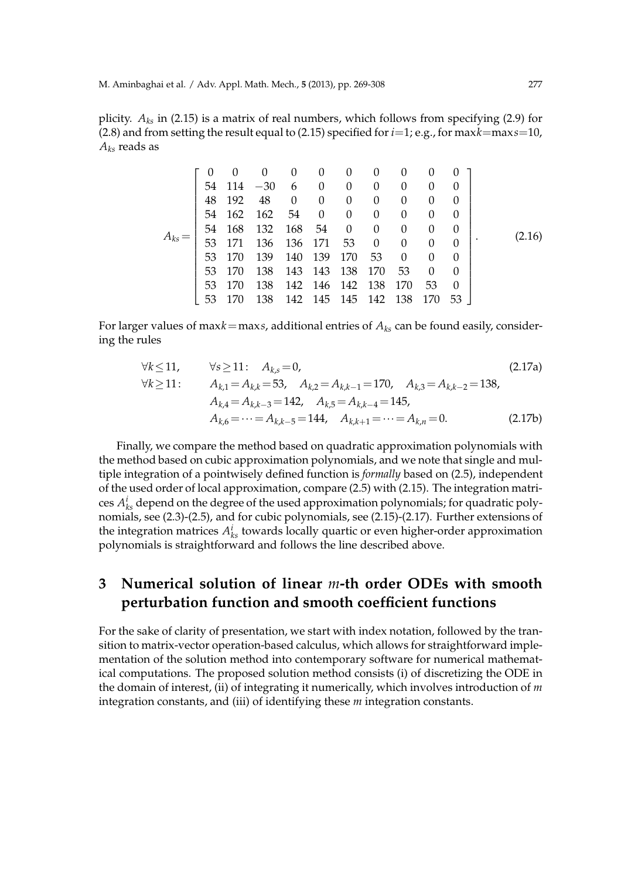plicity. $A_{ks}$ in (2.15) is a matrix of real numbers, which follows from specifying (2.9) for (2.8) and from setting the result equal to (2.15) specified for $i$=1; e.g., for max$k$=max$s$=10, $A_{ks}$ reads as

$$
A_{ks} = \begin{bmatrix}
0 & 0 & 0 & 0 & 0 & 0 & 0 & 0 & 0 & 0 \\
54 & 114 & -30 & 6 & 0 & 0 & 0 & 0 & 0 & 0 \\
48 & 192 & 48 & 0 & 0 & 0 & 0 & 0 & 0 & 0 \\
54 & 162 & 162 & 54 & 0 & 0 & 0 & 0 & 0 & 0 \\
54 & 168 & 132 & 168 & 54 & 0 & 0 & 0 & 0 & 0 \\
53 & 171 & 136 & 136 & 171 & 53 & 0 & 0 & 0 & 0 \\
53 & 170 & 139 & 140 & 139 & 170 & 53 & 0 & 0 & 0 \\
53 & 170 & 138 & 143 & 143 & 138 & 170 & 53 & 0 & 0 \\
53 & 170 & 138 & 142 & 146 & 142 & 138 & 170 & 53 & 0 \\
53 & 170 & 138 & 142 & 145 & 145 & 142 & 138 & 170 & 53
\end{bmatrix}. \tag{2.16}
$$

For larger values of max$k$=max$s$, additional entries of $A_{ks}$ can be found easily, considering the rules

$$
\forall k \leq 11, \qquad \forall s \geq 11: \quad A_{k,s} = 0, \tag{2.17a}
$$

$$
\begin{aligned}
\forall k \geq 11: \quad & A_{k,1} = A_{k,k} = 53, \quad A_{k,2} = A_{k,k-1} = 170, \quad A_{k,3} = A_{k,k-2} = 138, \\
& A_{k,4} = A_{k,k-3} = 142, \quad A_{k,5} = A_{k,k-4} = 145, \\
& A_{k,6} = \cdots = A_{k,k-5} = 144, \quad A_{k,k+1} = \cdots = A_{k,n} = 0.
\end{aligned} \tag{2.17b}
$$

Finally, we compare the method based on quadratic approximation polynomials with the method based on cubic approximation polynomials, and we note that single and multiple integration of a pointwisely defined function is *formally* based on (2.5), independent of the used order of local approximation, compare (2.5) with (2.15). The integration matrices $A^i_{ks}$ depend on the degree of the used approximation polynomials; for quadratic polynomials, see (2.3)-(2.5), and for cubic polynomials, see (2.15)-(2.17). Further extensions of the integration matrices $A^i_{ks}$ towards locally quartic or even higher-order approximation polynomials is straightforward and follows the line described above.

## 3 Numerical solution of linear $m$-th order ODEs with smooth perturbation function and smooth coefficient functions

For the sake of clarity of presentation, we start with index notation, followed by the transition to matrix-vector operation-based calculus, which allows for straightforward implementation of the solution method into contemporary software for numerical mathematical computations. The proposed solution method consists (i) of discretizing the ODE in the domain of interest, (ii) of integrating it numerically, which involves introduction of $m$ integration constants, and (iii) of identifying these $m$ integration constants.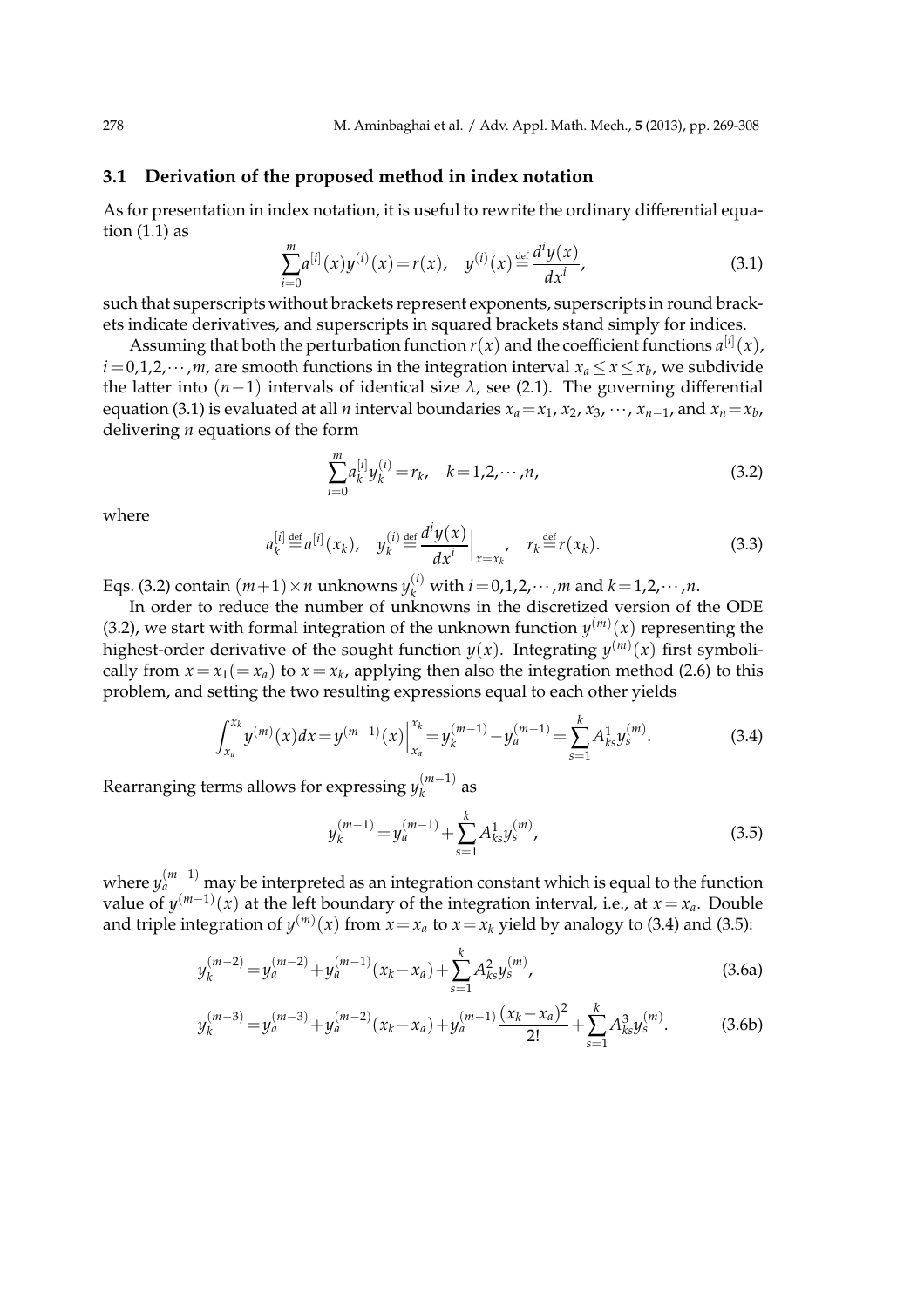### 3.1 Derivation of the proposed method in index notation

As for presentation in index notation, it is useful to rewrite the ordinary differential equation (1.1) as

$$\sum_{i=0}^{m} a^{[i]}(x) y^{(i)}(x) = r(x), \quad y^{(i)}(x) \stackrel{\text{def}}{=} \frac{d^i y(x)}{dx^i}, \tag{3.1}$$

such that superscripts without brackets represent exponents, superscripts in round brackets indicate derivatives, and superscripts in squared brackets stand simply for indices.

Assuming that both the perturbation function $r(x)$ and the coefficient functions $a^{[i]}(x)$, $i = 0,1,2,\cdots,m$, are smooth functions in the integration interval $x_a \le x \le x_b$, we subdivide the latter into $(n-1)$ intervals of identical size $\lambda$, see (2.1). The governing differential equation (3.1) is evaluated at all $n$ interval boundaries $x_a = x_1$, $x_2$, $x_3$, $\cdots$, $x_{n-1}$, and $x_n = x_b$, delivering $n$ equations of the form

$$\sum_{i=0}^{m} a_k^{[i]} y_k^{(i)} = r_k, \quad k = 1,2,\cdots,n, \tag{3.2}$$

where

$$a_k^{[i]} \stackrel{\text{def}}{=} a^{[i]}(x_k), \quad y_k^{(i)} \stackrel{\text{def}}{=} \frac{d^i y(x)}{dx^i}\Big|_{x=x_k}, \quad r_k \stackrel{\text{def}}{=} r(x_k). \tag{3.3}$$

Eqs. (3.2) contain $(m+1) \times n$ unknowns $y_k^{(i)}$ with $i = 0,1,2,\cdots,m$ and $k = 1,2,\cdots,n$.

In order to reduce the number of unknowns in the discretized version of the ODE (3.2), we start with formal integration of the unknown function $y^{(m)}(x)$ representing the highest-order derivative of the sought function $y(x)$. Integrating $y^{(m)}(x)$ first symbolically from $x = x_1 (= x_a)$ to $x = x_k$, applying then also the integration method (2.6) to this problem, and setting the two resulting expressions equal to each other yields

$$\int_{x_a}^{x_k} y^{(m)}(x) dx = y^{(m-1)}(x)\Big|_{x_a}^{x_k} = y_k^{(m-1)} - y_a^{(m-1)} = \sum_{s=1}^{k} A_{ks}^1 y_s^{(m)}. \tag{3.4}$$

Rearranging terms allows for expressing $y_k^{(m-1)}$ as

$$y_k^{(m-1)} = y_a^{(m-1)} + \sum_{s=1}^{k} A_{ks}^1 y_s^{(m)}, \tag{3.5}$$

where $y_a^{(m-1)}$ may be interpreted as an integration constant which is equal to the function value of $y^{(m-1)}(x)$ at the left boundary of the integration interval, i.e., at $x = x_a$. Double and triple integration of $y^{(m)}(x)$ from $x = x_a$ to $x = x_k$ yield by analogy to (3.4) and (3.5):

$$y_k^{(m-2)} = y_a^{(m-2)} + y_a^{(m-1)}(x_k - x_a) + \sum_{s=1}^{k} A_{ks}^2 y_s^{(m)}, \tag{3.6a}$$

$$y_k^{(m-3)} = y_a^{(m-3)} + y_a^{(m-2)}(x_k - x_a) + y_a^{(m-1)} \frac{(x_k - x_a)^2}{2!} + \sum_{s=1}^{k} A_{ks}^3 y_s^{(m)}. \tag{3.6b}$$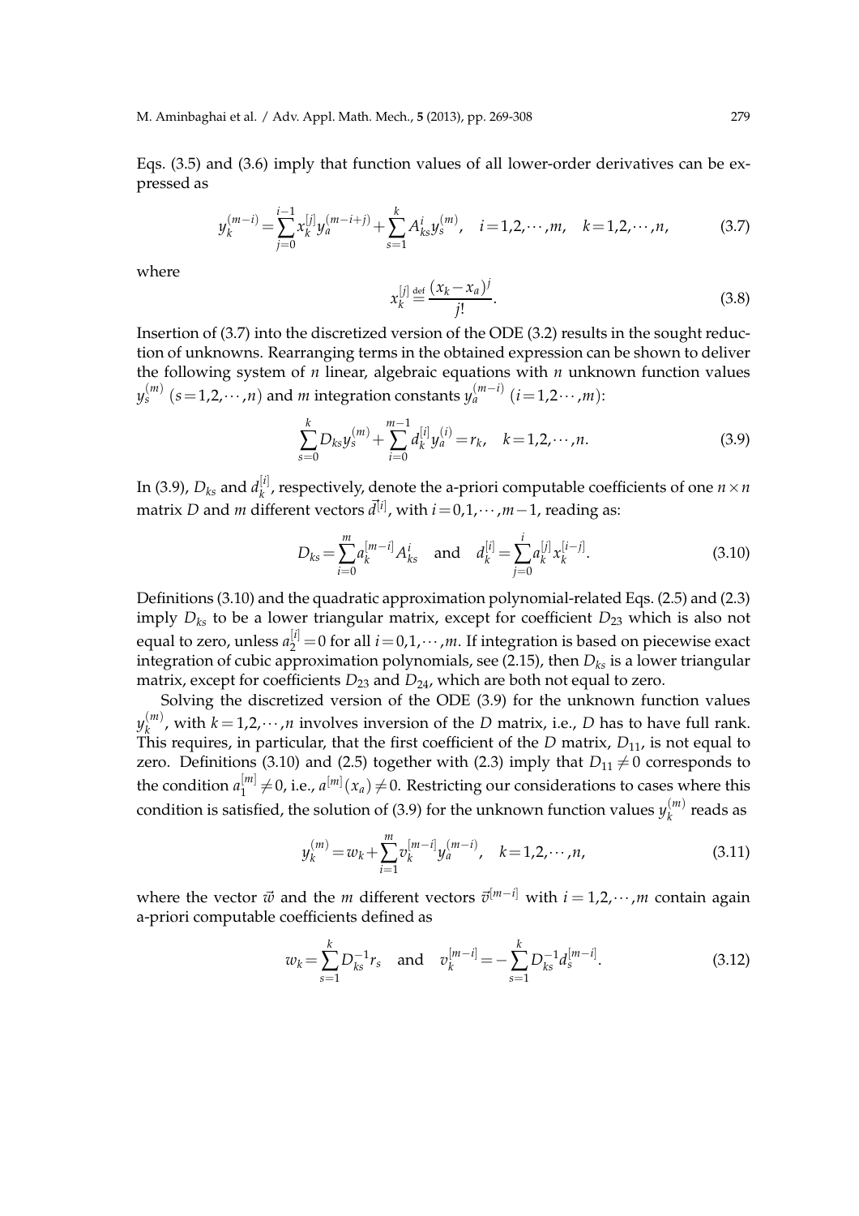Eqs. (3.5) and (3.6) imply that function values of all lower-order derivatives can be expressed as

$$y_k^{(m-i)} = \sum_{j=0}^{i-1} x_k^{[j]} y_a^{(m-i+j)} + \sum_{s=1}^{k} A_{ks}^i y_s^{(m)}, \quad i=1,2,\cdots,m, \quad k=1,2,\cdots,n, \tag{3.7}$$

where

$$x_k^{[j]} \stackrel{\text{def}}{=} \frac{(x_k - x_a)^j}{j!}. \tag{3.8}$$

Insertion of (3.7) into the discretized version of the ODE (3.2) results in the sought reduction of unknowns. Rearranging terms in the obtained expression can be shown to deliver the following system of $n$ linear, algebraic equations with $n$ unknown function values $y_s^{(m)}$ $(s=1,2,\cdots,n)$ and $m$ integration constants $y_a^{(m-i)}$ $(i=1,2\cdots,m)$:

$$\sum_{s=0}^{k} D_{ks} y_s^{(m)} + \sum_{i=0}^{m-1} d_k^{[i]} y_a^{(i)} = r_k, \quad k=1,2,\cdots,n. \tag{3.9}$$

In (3.9), $D_{ks}$ and $d_k^{[i]}$, respectively, denote the a-priori computable coefficients of one $n\times n$ matrix $D$ and $m$ different vectors $\vec{d}^{[i]}$, with $i=0,1,\cdots,m-1$, reading as:

$$D_{ks} = \sum_{i=0}^{m} a_k^{[m-i]} A_{ks}^i \quad \text{and} \quad d_k^{[i]} = \sum_{j=0}^{i} a_k^{[j]} x_k^{[i-j]}. \tag{3.10}$$

Definitions (3.10) and the quadratic approximation polynomial-related Eqs. (2.5) and (2.3) imply $D_{ks}$ to be a lower triangular matrix, except for coefficient $D_{23}$ which is also not equal to zero, unless $a_2^{[i]}=0$ for all $i=0,1,\cdots,m$. If integration is based on piecewise exact integration of cubic approximation polynomials, see (2.15), then $D_{ks}$ is a lower triangular matrix, except for coefficients $D_{23}$ and $D_{24}$, which are both not equal to zero.

Solving the discretized version of the ODE (3.9) for the unknown function values $y_k^{(m)}$, with $k=1,2,\cdots,n$ involves inversion of the $D$ matrix, i.e., $D$ has to have full rank. This requires, in particular, that the first coefficient of the $D$ matrix, $D_{11}$, is not equal to zero. Definitions (3.10) and (2.5) together with (2.3) imply that $D_{11}\neq 0$ corresponds to the condition $a_1^{[m]}\neq 0$, i.e., $a^{[m]}(x_a)\neq 0$. Restricting our considerations to cases where this condition is satisfied, the solution of (3.9) for the unknown function values $y_k^{(m)}$ reads as

$$y_k^{(m)} = w_k + \sum_{i=1}^{m} v_k^{[m-i]} y_a^{(m-i)}, \quad k=1,2,\cdots,n, \tag{3.11}$$

where the vector $\vec{w}$ and the $m$ different vectors $\vec{v}^{[m-i]}$ with $i=1,2,\cdots,m$ contain again a-priori computable coefficients defined as

$$w_k = \sum_{s=1}^{k} D_{ks}^{-1} r_s \quad \text{and} \quad v_k^{[m-i]} = -\sum_{s=1}^{k} D_{ks}^{-1} d_s^{[m-i]}. \tag{3.12}$$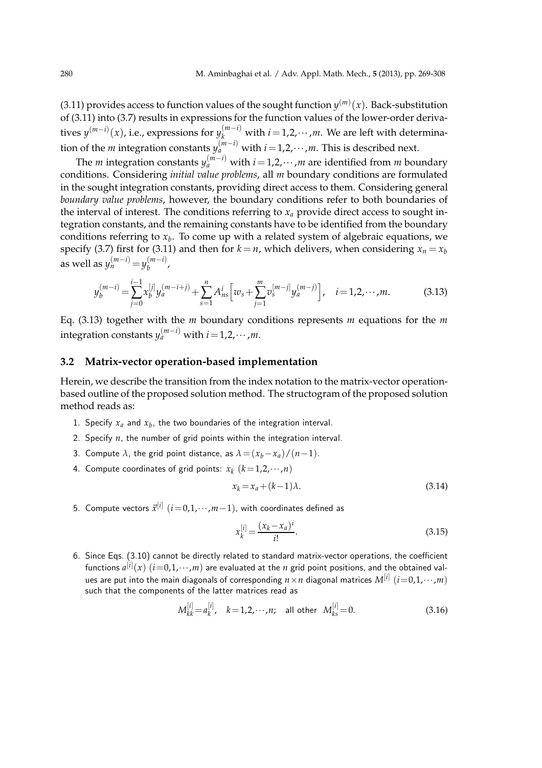(3.11) provides access to function values of the sought function $y^{(m)}(x)$. Back-substitution of (3.11) into (3.7) results in expressions for the function values of the lower-order derivatives $y^{(m-i)}(x)$, i.e., expressions for $y_k^{(m-i)}$ with $i=1,2,\cdots,m$. We are left with determination of the $m$ integration constants $y_a^{(m-i)}$ with $i=1,2,\cdots,m$. This is described next.

The $m$ integration constants $y_a^{(m-i)}$ with $i=1,2,\cdots,m$ are identified from $m$ boundary conditions. Considering *initial value problems*, all $m$ boundary conditions are formulated in the sought integration constants, providing direct access to them. Considering general *boundary value problems*, however, the boundary conditions refer to both boundaries of the interval of interest. The conditions referring to $x_a$ provide direct access to sought integration constants, and the remaining constants have to be identified from the boundary conditions referring to $x_b$. To come up with a related system of algebraic equations, we specify (3.7) first for (3.11) and then for $k=n$, which delivers, when considering $x_n=x_b$ as well as $y_n^{(m-i)}=y_b^{(m-i)}$,

$$y_b^{(m-i)}=\sum_{j=0}^{i-1}x_b^{[j]}y_a^{(m-i+j)}+\sum_{s=1}^{n}A_{ns}^{i}\Big[w_s+\sum_{j=1}^{m}v_s^{[m-j]}y_a^{(m-j)}\Big],\quad i=1,2,\cdots,m. \tag{3.13}$$

Eq. (3.13) together with the $m$ boundary conditions represents $m$ equations for the $m$ integration constants $y_a^{(m-i)}$ with $i=1,2,\cdots,m$.

### 3.2 Matrix-vector operation-based implementation

Herein, we describe the transition from the index notation to the matrix-vector operation-based outline of the proposed solution method. The structogram of the proposed solution method reads as:

1. Specify $x_a$ and $x_b$, the two boundaries of the integration interval.
2. Specify $n$, the number of grid points within the integration interval.
3. Compute $\lambda$, the grid point distance, as $\lambda=(x_b-x_a)/(n-1)$.
4. Compute coordinates of grid points: $x_k$ $(k=1,2,\cdots,n)$

$$x_k=x_a+(k-1)\lambda. \tag{3.14}$$

5. Compute vectors $\vec{x}^{[i]}$ $(i=0,1,\cdots,m-1)$, with coordinates defined as

$$x_k^{[i]}=\frac{(x_k-x_a)^i}{i!}. \tag{3.15}$$

6. Since Eqs. (3.10) cannot be directly related to standard matrix-vector operations, the coefficient functions $a^{[i]}(x)$ $(i=0,1,\cdots,m)$ are evaluated at the $n$ grid point positions, and the obtained values are put into the main diagonals of corresponding $n\times n$ diagonal matrices $M^{[i]}$ $(i=0,1,\cdots,m)$ such that the components of the latter matrices read as

$$M_{kk}^{[i]}=a_k^{[i]},\quad k=1,2,\cdots,n;\quad \text{all other}\ \ M_{ks}^{[i]}=0. \tag{3.16}$$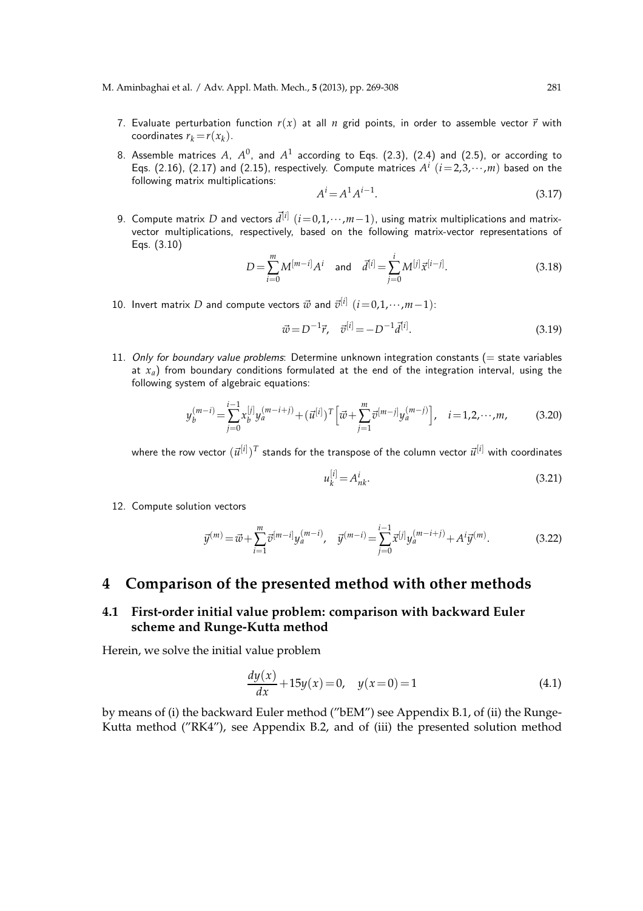7. Evaluate perturbation function $r(x)$ at all $n$ grid points, in order to assemble vector $\vec{r}$ with coordinates $r_k = r(x_k)$.
8. Assemble matrices $A$, $A^0$, and $A^1$ according to Eqs. (2.3), (2.4) and (2.5), or according to Eqs. (2.16), (2.17) and (2.15), respectively. Compute matrices $A^i$ $(i=2,3,\cdots,m)$ based on the following matrix multiplications:

$$A^i = A^1 A^{i-1}. \tag{3.17}$$

9. Compute matrix $D$ and vectors $\vec{d}^{[i]}$ $(i=0,1,\cdots,m-1)$, using matrix multiplications and matrix-vector multiplications, respectively, based on the following matrix-vector representations of Eqs. (3.10)

$$D = \sum_{i=0}^{m} M^{[m-i]} A^i \quad \text{and} \quad \vec{d}^{[i]} = \sum_{j=0}^{i} M^{[j]} \vec{x}^{[i-j]}. \tag{3.18}$$

10. Invert matrix $D$ and compute vectors $\vec{w}$ and $\vec{v}^{[i]}$ $(i=0,1,\cdots,m-1)$:

$$\vec{w} = D^{-1}\vec{r}, \quad \vec{v}^{[i]} = -D^{-1}\vec{d}^{[i]}. \tag{3.19}$$

11. *Only for boundary value problems*: Determine unknown integration constants (= state variables at $x_a$) from boundary conditions formulated at the end of the integration interval, using the following system of algebraic equations:

$$y_b^{(m-i)} = \sum_{j=0}^{i-1} x_b^{[j]} y_a^{(m-i+j)} + (\vec{u}^{[i]})^T \Big[ \vec{w} + \sum_{j=1}^{m} \vec{v}^{[m-j]} y_a^{(m-j)} \Big], \quad i=1,2,\cdots,m, \tag{3.20}$$

where the row vector $(\vec{u}^{[i]})^T$ stands for the transpose of the column vector $\vec{u}^{[i]}$ with coordinates

$$u_k^{[i]} = A_{nk}^i. \tag{3.21}$$

12. Compute solution vectors

$$\vec{y}^{(m)} = \vec{w} + \sum_{i=1}^{m} \vec{v}^{[m-i]} y_a^{(m-i)}, \quad \vec{y}^{(m-i)} = \sum_{j=0}^{i-1} \vec{x}^{[j]} y_a^{(m-i+j)} + A^i \vec{y}^{(m)}. \tag{3.22}$$

# 4 Comparison of the presented method with other methods

## 4.1 First-order initial value problem: comparison with backward Euler scheme and Runge-Kutta method

Herein, we solve the initial value problem

$$\frac{dy(x)}{dx} + 15y(x) = 0, \quad y(x=0) = 1 \tag{4.1}$$

by means of (i) the backward Euler method ("bEM") see Appendix B.1, of (ii) the Runge-Kutta method ("RK4"), see Appendix B.2, and of (iii) the presented solution method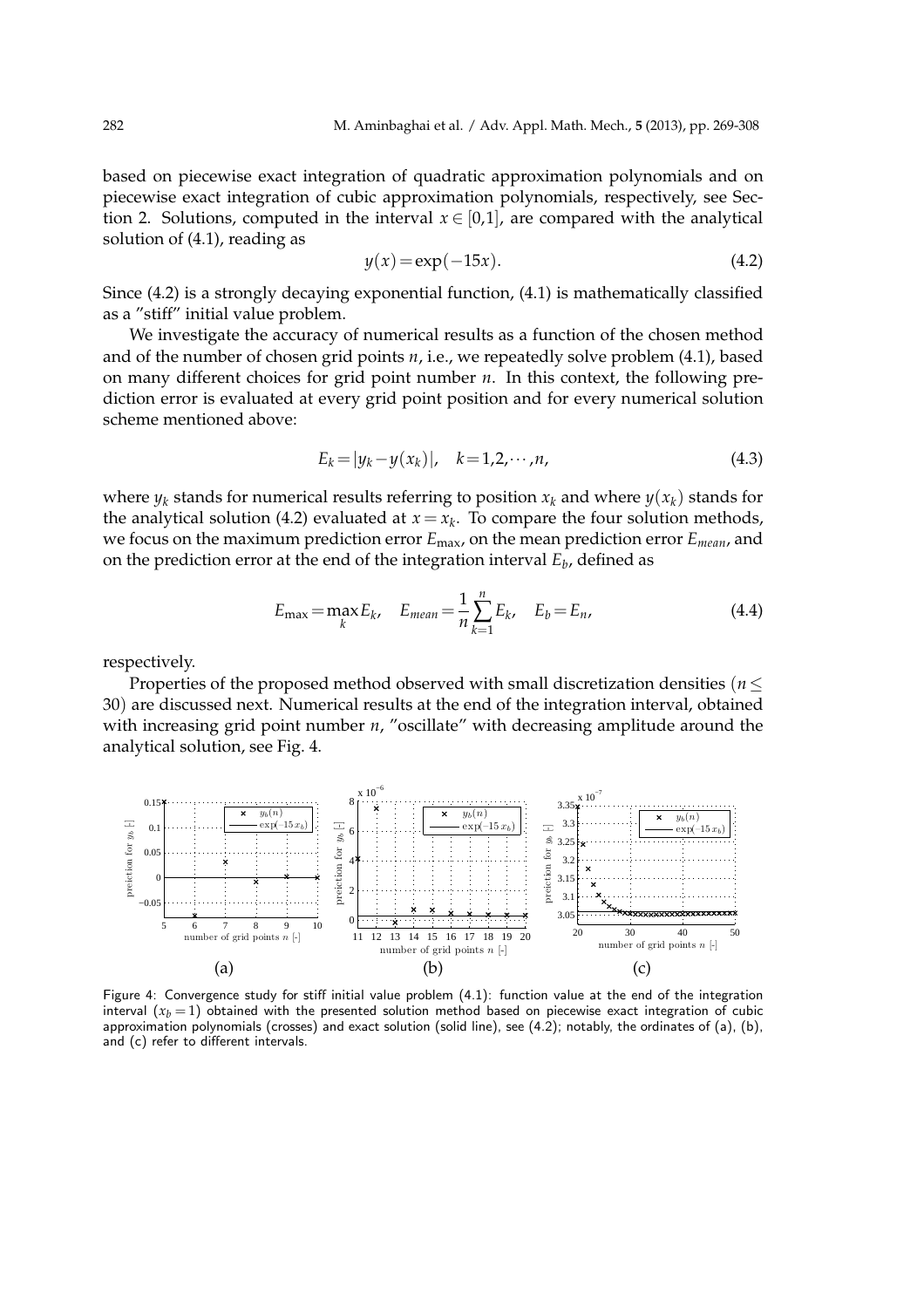based on piecewise exact integration of quadratic approximation polynomials and on piecewise exact integration of cubic approximation polynomials, respectively, see Section 2. Solutions, computed in the interval $x \in [0,1]$, are compared with the analytical solution of (4.1), reading as

$$y(x) = \exp(-15x). \tag{4.2}$$

Since (4.2) is a strongly decaying exponential function, (4.1) is mathematically classified as a "stiff" initial value problem.

We investigate the accuracy of numerical results as a function of the chosen method and of the number of chosen grid points $n$, i.e., we repeatedly solve problem (4.1), based on many different choices for grid point number $n$. In this context, the following prediction error is evaluated at every grid point position and for every numerical solution scheme mentioned above:

$$E_k = |y_k - y(x_k)|, \quad k = 1,2,\cdots,n, \tag{4.3}$$

where $y_k$ stands for numerical results referring to position $x_k$ and where $y(x_k)$ stands for the analytical solution (4.2) evaluated at $x = x_k$. To compare the four solution methods, we focus on the maximum prediction error $E_{\max}$, on the mean prediction error $E_{mean}$, and on the prediction error at the end of the integration interval $E_b$, defined as

$$E_{\max} = \max_k E_k, \quad E_{mean} = \frac{1}{n}\sum_{k=1}^{n} E_k, \quad E_b = E_n, \tag{4.4}$$

respectively.

Properties of the proposed method observed with small discretization densities ($n \leq 30$) are discussed next. Numerical results at the end of the integration interval, obtained with increasing grid point number $n$, "oscillate" with decreasing amplitude around the analytical solution, see Fig. 4.

Figure 4: Convergence study for stiff initial value problem (4.1): function value at the end of the integration interval ($x_b = 1$) obtained with the presented solution method based on piecewise exact integration of cubic approximation polynomials (crosses) and exact solution (solid line), see (4.2); notably, the ordinates of (a), (b), and (c) refer to different intervals.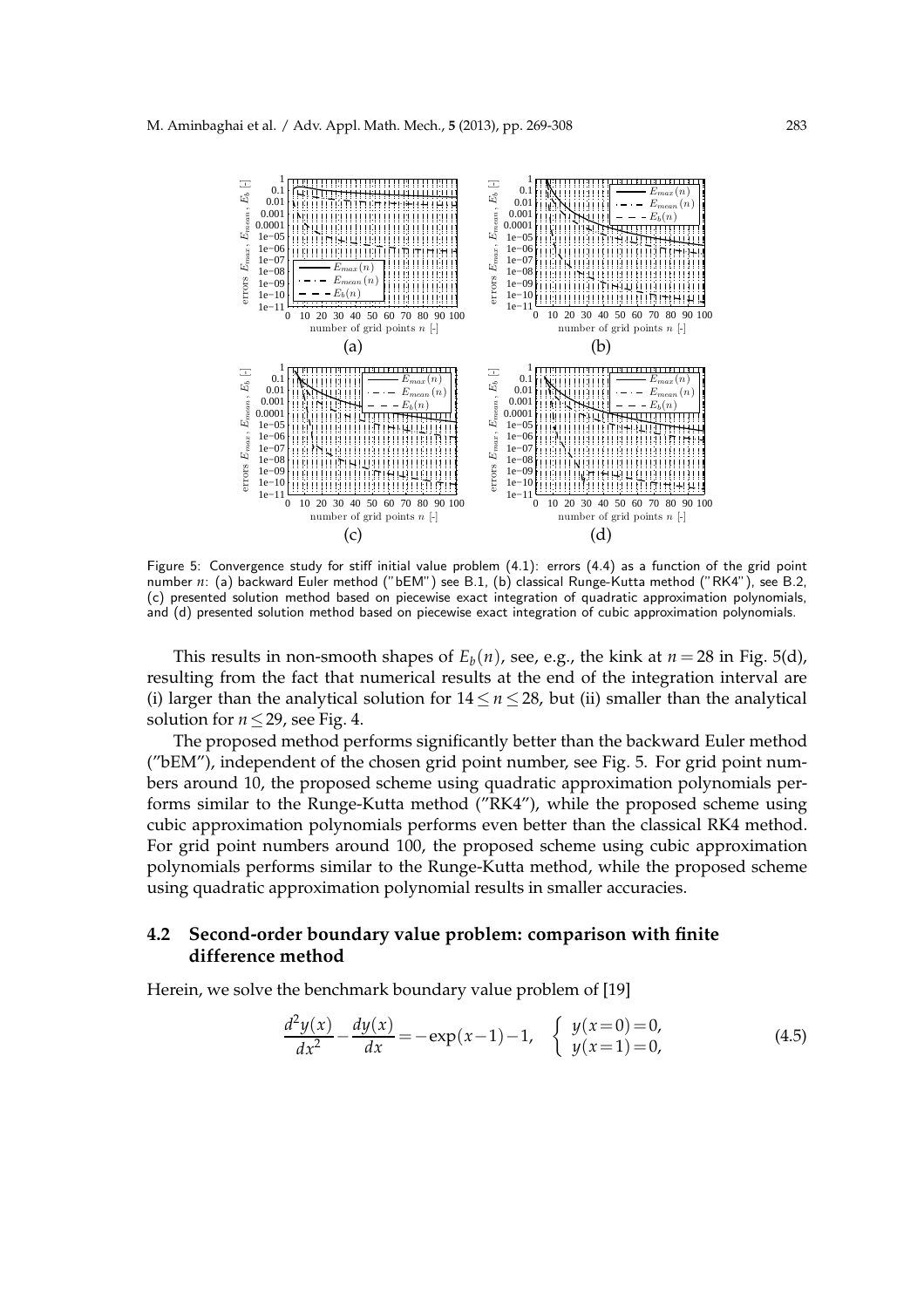Figure 5: Convergence study for stiff initial value problem (4.1): errors (4.4) as a function of the grid point number $n$: (a) backward Euler method ("bEM") see B.1, (b) classical Runge-Kutta method ("RK4"), see B.2, (c) presented solution method based on piecewise exact integration of quadratic approximation polynomials, and (d) presented solution method based on piecewise exact integration of cubic approximation polynomials.

This results in non-smooth shapes of $E_b(n)$, see, e.g., the kink at $n=28$ in Fig. 5(d), resulting from the fact that numerical results at the end of the integration interval are (i) larger than the analytical solution for $14 \leq n \leq 28$, but (ii) smaller than the analytical solution for $n \leq 29$, see Fig. 4.

The proposed method performs significantly better than the backward Euler method ("bEM"), independent of the chosen grid point number, see Fig. 5. For grid point numbers around 10, the proposed scheme using quadratic approximation polynomials performs similar to the Runge-Kutta method ("RK4"), while the proposed scheme using cubic approximation polynomials performs even better than the classical RK4 method. For grid point numbers around 100, the proposed scheme using cubic approximation polynomials performs similar to the Runge-Kutta method, while the proposed scheme using quadratic approximation polynomial results in smaller accuracies.

## 4.2 Second-order boundary value problem: comparison with finite difference method

Herein, we solve the benchmark boundary value problem of [19]

$$\frac{d^2y(x)}{dx^2} - \frac{dy(x)}{dx} = -\exp(x-1) - 1, \quad \begin{cases} y(x=0)=0, \\ y(x=1)=0, \end{cases} \tag{4.5}$$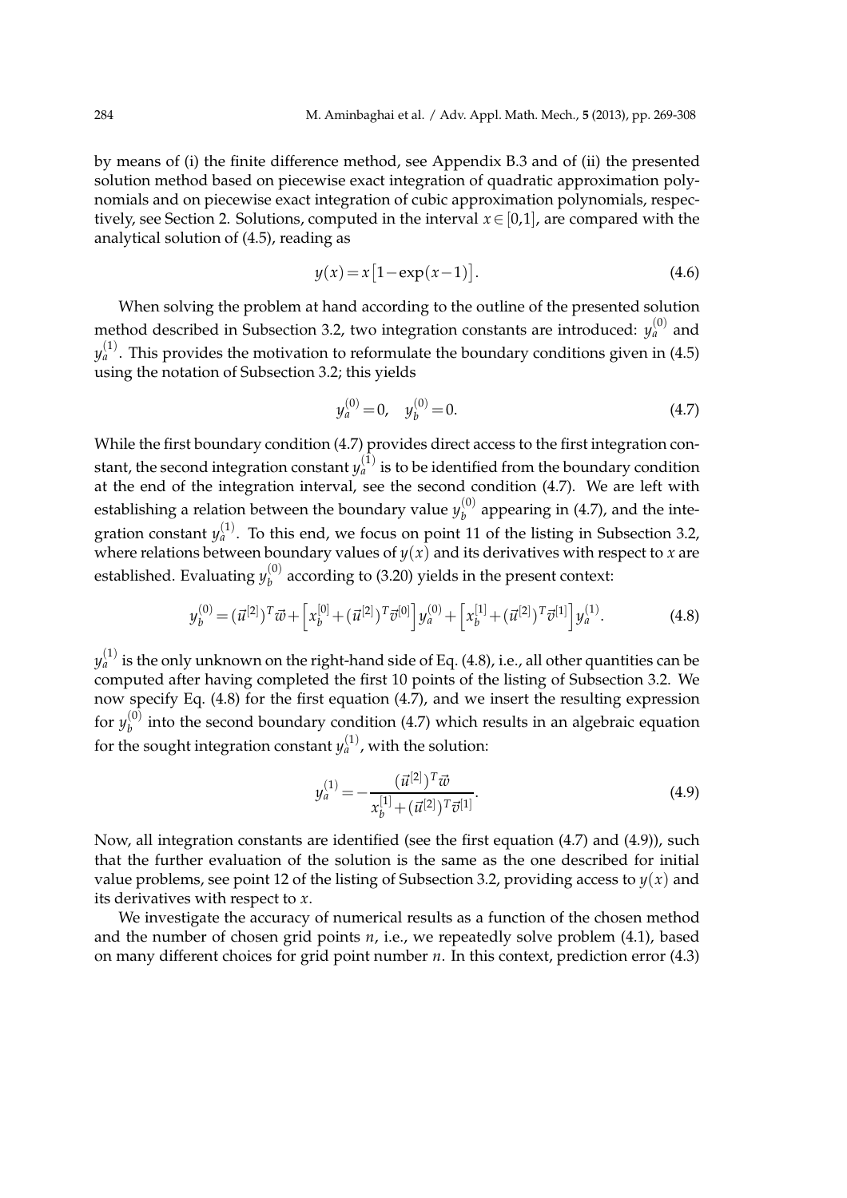by means of (i) the finite difference method, see Appendix B.3 and of (ii) the presented solution method based on piecewise exact integration of quadratic approximation polynomials and on piecewise exact integration of cubic approximation polynomials, respectively, see Section 2. Solutions, computed in the interval $x \in [0,1]$, are compared with the analytical solution of (4.5), reading as

$$y(x) = x\big[1 - \exp(x-1)\big]. \tag{4.6}$$

When solving the problem at hand according to the outline of the presented solution method described in Subsection 3.2, two integration constants are introduced: $y_a^{(0)}$ and $y_a^{(1)}$. This provides the motivation to reformulate the boundary conditions given in (4.5) using the notation of Subsection 3.2; this yields

$$y_a^{(0)} = 0, \quad y_b^{(0)} = 0. \tag{4.7}$$

While the first boundary condition (4.7) provides direct access to the first integration constant, the second integration constant $y_a^{(1)}$ is to be identified from the boundary condition at the end of the integration interval, see the second condition (4.7). We are left with establishing a relation between the boundary value $y_b^{(0)}$ appearing in (4.7), and the integration constant $y_a^{(1)}$. To this end, we focus on point 11 of the listing in Subsection 3.2, where relations between boundary values of $y(x)$ and its derivatives with respect to $x$ are established. Evaluating $y_b^{(0)}$ according to (3.20) yields in the present context:

$$y_b^{(0)} = (\vec{u}^{[2]})^T \vec{w} + \Big[x_b^{[0]} + (\vec{u}^{[2]})^T \vec{v}^{[0]}\Big] y_a^{(0)} + \Big[x_b^{[1]} + (\vec{u}^{[2]})^T \vec{v}^{[1]}\Big] y_a^{(1)}. \tag{4.8}$$

$y_a^{(1)}$ is the only unknown on the right-hand side of Eq. (4.8), i.e., all other quantities can be computed after having completed the first 10 points of the listing of Subsection 3.2. We now specify Eq. (4.8) for the first equation (4.7), and we insert the resulting expression for $y_b^{(0)}$ into the second boundary condition (4.7) which results in an algebraic equation for the sought integration constant $y_a^{(1)}$, with the solution:

$$y_a^{(1)} = -\frac{(\vec{u}^{[2]})^T \vec{w}}{x_b^{[1]} + (\vec{u}^{[2]})^T \vec{v}^{[1]}}. \tag{4.9}$$

Now, all integration constants are identified (see the first equation (4.7) and (4.9)), such that the further evaluation of the solution is the same as the one described for initial value problems, see point 12 of the listing of Subsection 3.2, providing access to $y(x)$ and its derivatives with respect to $x$.

We investigate the accuracy of numerical results as a function of the chosen method and the number of chosen grid points $n$, i.e., we repeatedly solve problem (4.1), based on many different choices for grid point number $n$. In this context, prediction error (4.3)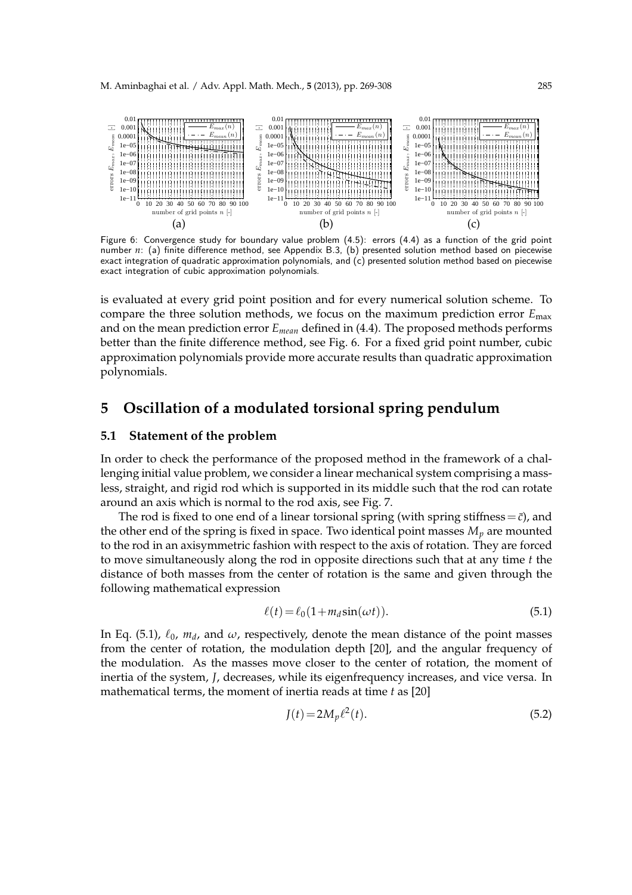Figure 6: Convergence study for boundary value problem (4.5): errors (4.4) as a function of the grid point number $n$: (a) finite difference method, see Appendix B.3, (b) presented solution method based on piecewise exact integration of quadratic approximation polynomials, and (c) presented solution method based on piecewise exact integration of cubic approximation polynomials.

is evaluated at every grid point position and for every numerical solution scheme. To compare the three solution methods, we focus on the maximum prediction error $E_{\max}$ and on the mean prediction error $E_{mean}$ defined in (4.4). The proposed methods performs better than the finite difference method, see Fig. 6. For a fixed grid point number, cubic approximation polynomials provide more accurate results than quadratic approximation polynomials.

# 5 Oscillation of a modulated torsional spring pendulum

## 5.1 Statement of the problem

In order to check the performance of the proposed method in the framework of a challenging initial value problem, we consider a linear mechanical system comprising a massless, straight, and rigid rod which is supported in its middle such that the rod can rotate around an axis which is normal to the rod axis, see Fig. 7.

The rod is fixed to one end of a linear torsional spring (with spring stiffness $=\bar{c}$), and the other end of the spring is fixed in space. Two identical point masses $M_p$ are mounted to the rod in an axisymmetric fashion with respect to the axis of rotation. They are forced to move simultaneously along the rod in opposite directions such that at any time $t$ the distance of both masses from the center of rotation is the same and given through the following mathematical expression

$$\ell(t) = \ell_0(1 + m_d \sin(\omega t)). \tag{5.1}$$

In Eq. (5.1), $\ell_0$, $m_d$, and $\omega$, respectively, denote the mean distance of the point masses from the center of rotation, the modulation depth [20], and the angular frequency of the modulation. As the masses move closer to the center of rotation, the moment of inertia of the system, $J$, decreases, while its eigenfrequency increases, and vice versa. In mathematical terms, the moment of inertia reads at time $t$ as [20]

$$J(t) = 2M_p\ell^2(t). \tag{5.2}$$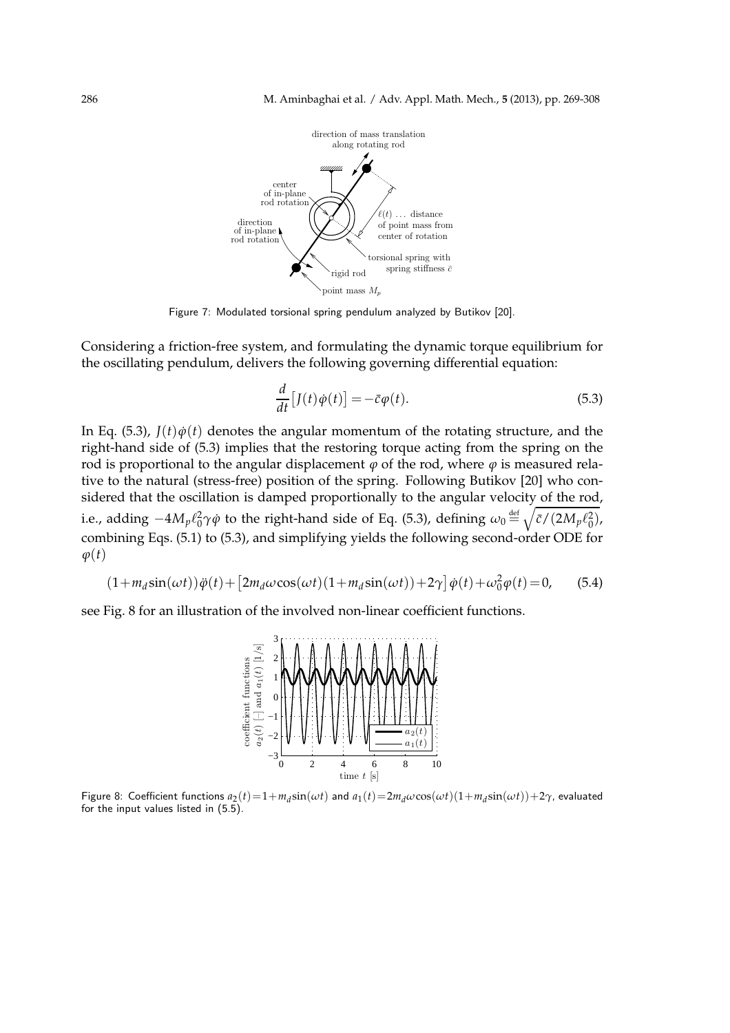Figure 7: Modulated torsional spring pendulum analyzed by Butikov [20].

Considering a friction-free system, and formulating the dynamic torque equilibrium for the oscillating pendulum, delivers the following governing differential equation:

$$\frac{d}{dt}\big[J(t)\dot{\varphi}(t)\big] = -\bar{c}\varphi(t). \tag{5.3}$$

In Eq. (5.3), $J(t)\dot{\varphi}(t)$ denotes the angular momentum of the rotating structure, and the right-hand side of (5.3) implies that the restoring torque acting from the spring on the rod is proportional to the angular displacement $\varphi$ of the rod, where $\varphi$ is measured relative to the natural (stress-free) position of the spring. Following Butikov [20] who considered that the oscillation is damped proportionally to the angular velocity of the rod, i.e., adding $-4M_p\ell_0^2\gamma\dot{\varphi}$ to the right-hand side of Eq. (5.3), defining $\omega_0 \overset{\text{def}}{=} \sqrt{\bar{c}/(2M_p\ell_0^2)}$, combining Eqs. (5.1) to (5.3), and simplifying yields the following second-order ODE for $\varphi(t)$

$$(1+m_d\sin(\omega t))\ddot{\varphi}(t) + \big[2m_d\omega\cos(\omega t)(1+m_d\sin(\omega t))+2\gamma\big]\dot{\varphi}(t) + \omega_0^2\varphi(t) = 0, \tag{5.4}$$

see Fig. 8 for an illustration of the involved non-linear coefficient functions.

Figure 8: Coefficient functions $a_2(t)=1+m_d\sin(\omega t)$ and $a_1(t)=2m_d\omega\cos(\omega t)(1+m_d\sin(\omega t))+2\gamma$, evaluated for the input values listed in (5.5).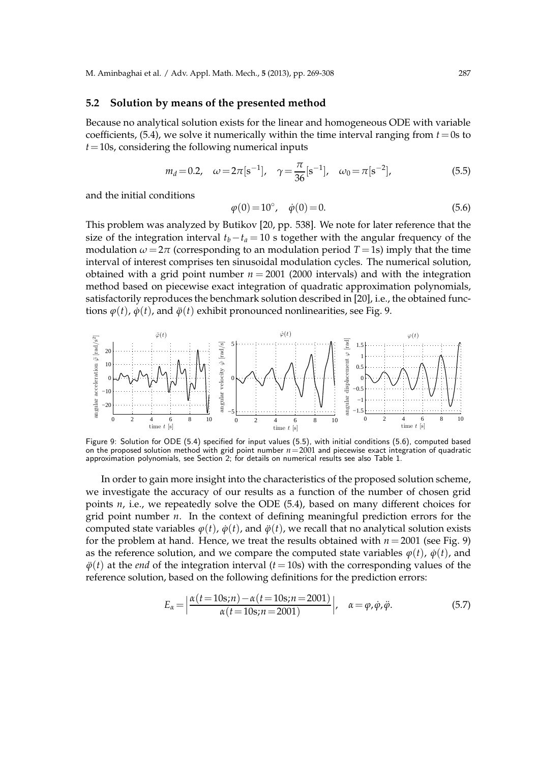### 5.2 Solution by means of the presented method

Because no analytical solution exists for the linear and homogeneous ODE with variable coefficients, (5.4), we solve it numerically within the time interval ranging from $t=0$s to $t=10$s, considering the following numerical inputs

$$m_d = 0.2, \quad \omega = 2\pi[\mathrm{s}^{-1}], \quad \gamma = \frac{\pi}{36}[\mathrm{s}^{-1}], \quad \omega_0 = \pi[\mathrm{s}^{-2}], \tag{5.5}$$

and the initial conditions

$$\varphi(0) = 10^\circ, \quad \dot{\varphi}(0) = 0. \tag{5.6}$$

This problem was analyzed by Butikov [20, pp. 538]. We note for later reference that the size of the integration interval $t_b - t_a = 10$ s together with the angular frequency of the modulation $\omega = 2\pi$ (corresponding to an modulation period $T = 1$s) imply that the time interval of interest comprises ten sinusoidal modulation cycles. The numerical solution, obtained with a grid point number $n = 2001$ (2000 intervals) and with the integration method based on piecewise exact integration of quadratic approximation polynomials, satisfactorily reproduces the benchmark solution described in [20], i.e., the obtained functions $\varphi(t)$, $\dot{\varphi}(t)$, and $\ddot{\varphi}(t)$ exhibit pronounced nonlinearities, see Fig. 9.

Figure 9: Solution for ODE (5.4) specified for input values (5.5), with initial conditions (5.6), computed based on the proposed solution method with grid point number $n=2001$ and piecewise exact integration of quadratic approximation polynomials, see Section 2; for details on numerical results see also Table 1.

In order to gain more insight into the characteristics of the proposed solution scheme, we investigate the accuracy of our results as a function of the number of chosen grid points $n$, i.e., we repeatedly solve the ODE (5.4), based on many different choices for grid point number $n$. In the context of defining meaningful prediction errors for the computed state variables $\varphi(t)$, $\dot{\varphi}(t)$, and $\ddot{\varphi}(t)$, we recall that no analytical solution exists for the problem at hand. Hence, we treat the results obtained with $n = 2001$ (see Fig. 9) as the reference solution, and we compare the computed state variables $\varphi(t)$, $\dot{\varphi}(t)$, and $\ddot{\varphi}(t)$ at the *end* of the integration interval ($t = 10$s) with the corresponding values of the reference solution, based on the following definitions for the prediction errors:

$$E_\alpha = \left| \frac{\alpha(t=10\mathrm{s}; n) - \alpha(t=10\mathrm{s}; n=2001)}{\alpha(t=10\mathrm{s}; n=2001)} \right|, \quad \alpha = \varphi, \dot{\varphi}, \ddot{\varphi}. \tag{5.7}$$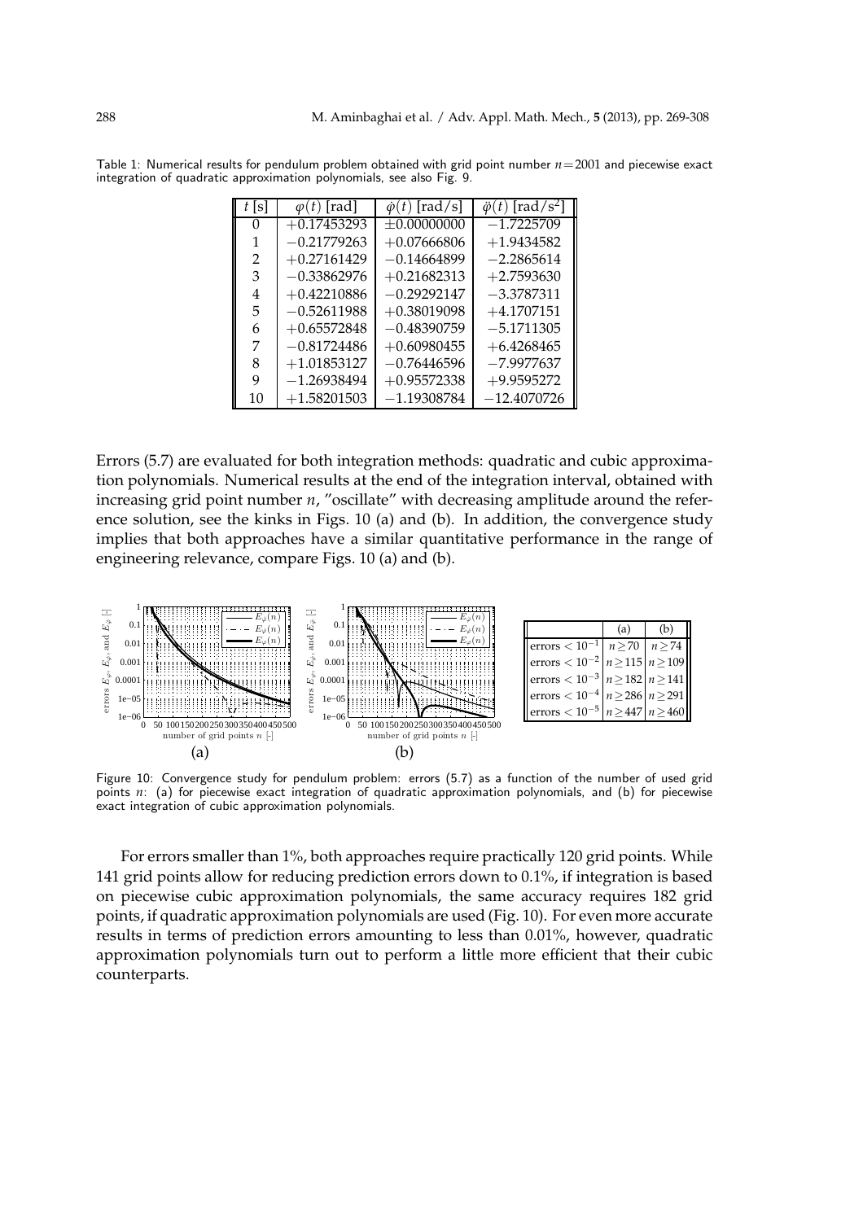Table 1: Numerical results for pendulum problem obtained with grid point number $n=2001$ and piecewise exact integration of quadratic approximation polynomials, see also Fig. 9.

| $t$ [s] | $\varphi(t)$ [rad] | $\dot{\varphi}(t)$ [rad/s] | $\ddot{\varphi}(t)$ [rad/s$^2$] |
|---|---|---|---|
| 0 | +0.17453293 | ±0.00000000 | −1.7225709 |
| 1 | −0.21779263 | +0.07666806 | +1.9434582 |
| 2 | +0.27161429 | −0.14664899 | −2.2865614 |
| 3 | −0.33862976 | +0.21682313 | +2.7593630 |
| 4 | +0.42210886 | −0.29292147 | −3.3787311 |
| 5 | −0.52611988 | +0.38019098 | +4.1707151 |
| 6 | +0.65572848 | −0.48390759 | −5.1711305 |
| 7 | −0.81724486 | +0.60980455 | +6.4268465 |
| 8 | +1.01853127 | −0.76446596 | −7.9977637 |
| 9 | −1.26938494 | +0.95572338 | +9.9595272 |
| 10 | +1.58201503 | −1.19308784 | −12.4070726 |

Errors (5.7) are evaluated for both integration methods: quadratic and cubic approximation polynomials. Numerical results at the end of the integration interval, obtained with increasing grid point number $n$, "oscillate" with decreasing amplitude around the reference solution, see the kinks in Figs. 10 (a) and (b). In addition, the convergence study implies that both approaches have a similar quantitative performance in the range of engineering relevance, compare Figs. 10 (a) and (b).

| | (a) | (b) |
|---|---|---|
| errors $< 10^{-1}$ | $n \geq 70$ | $n \geq 74$ |
| errors $< 10^{-2}$ | $n \geq 115$ | $n \geq 109$ |
| errors $< 10^{-3}$ | $n \geq 182$ | $n \geq 141$ |
| errors $< 10^{-4}$ | $n \geq 286$ | $n \geq 291$ |
| errors $< 10^{-5}$ | $n \geq 447$ | $n \geq 460$ |

Figure 10: Convergence study for pendulum problem: errors (5.7) as a function of the number of used grid points $n$: (a) for piecewise exact integration of quadratic approximation polynomials, and (b) for piecewise exact integration of cubic approximation polynomials.

For errors smaller than 1%, both approaches require practically 120 grid points. While 141 grid points allow for reducing prediction errors down to 0.1%, if integration is based on piecewise cubic approximation polynomials, the same accuracy requires 182 grid points, if quadratic approximation polynomials are used (Fig. 10). For even more accurate results in terms of prediction errors amounting to less than 0.01%, however, quadratic approximation polynomials turn out to perform a little more efficient that their cubic counterparts.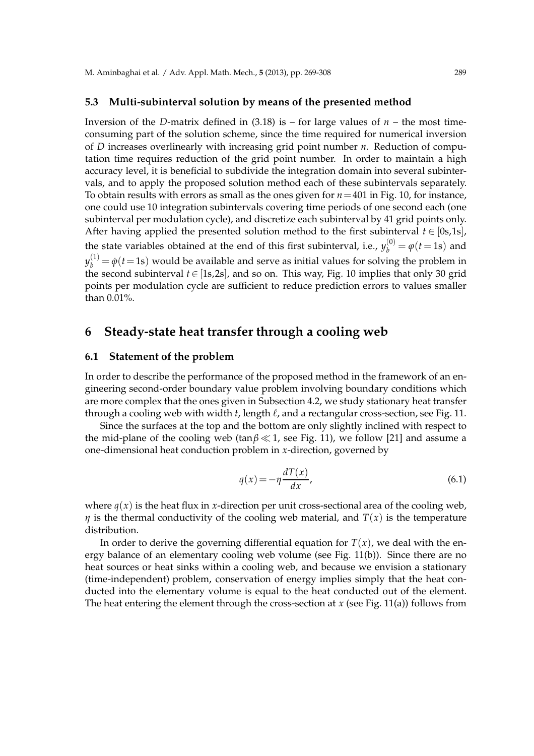### 5.3 Multi-subinterval solution by means of the presented method

Inversion of the $D$-matrix defined in (3.18) is – for large values of $n$ – the most time-consuming part of the solution scheme, since the time required for numerical inversion of $D$ increases overlinearly with increasing grid point number $n$. Reduction of computation time requires reduction of the grid point number. In order to maintain a high accuracy level, it is beneficial to subdivide the integration domain into several subintervals, and to apply the proposed solution method each of these subintervals separately. To obtain results with errors as small as the ones given for $n=401$ in Fig. 10, for instance, one could use 10 integration subintervals covering time periods of one second each (one subinterval per modulation cycle), and discretize each subinterval by 41 grid points only. After having applied the presented solution method to the first subinterval $t\in[0\text{s},1\text{s}]$, the state variables obtained at the end of this first subinterval, i.e., $y_b^{(0)}=\varphi(t=1\text{s})$ and $y_b^{(1)}=\dot{\varphi}(t=1\text{s})$ would be available and serve as initial values for solving the problem in the second subinterval $t\in[1\text{s},2\text{s}]$, and so on. This way, Fig. 10 implies that only 30 grid points per modulation cycle are sufficient to reduce prediction errors to values smaller than 0.01%.

## 6 Steady-state heat transfer through a cooling web

### 6.1 Statement of the problem

In order to describe the performance of the proposed method in the framework of an engineering second-order boundary value problem involving boundary conditions which are more complex that the ones given in Subsection 4.2, we study stationary heat transfer through a cooling web with width $t$, length $\ell$, and a rectangular cross-section, see Fig. 11.

Since the surfaces at the top and the bottom are only slightly inclined with respect to the mid-plane of the cooling web ($\tan\beta\ll 1$, see Fig. 11), we follow [21] and assume a one-dimensional heat conduction problem in $x$-direction, governed by

$$q(x)=-\eta\frac{dT(x)}{dx},\tag{6.1}$$

where $q(x)$ is the heat flux in $x$-direction per unit cross-sectional area of the cooling web, $\eta$ is the thermal conductivity of the cooling web material, and $T(x)$ is the temperature distribution.

In order to derive the governing differential equation for $T(x)$, we deal with the energy balance of an elementary cooling web volume (see Fig. 11(b)). Since there are no heat sources or heat sinks within a cooling web, and because we envision a stationary (time-independent) problem, conservation of energy implies simply that the heat conducted into the elementary volume is equal to the heat conducted out of the element. The heat entering the element through the cross-section at $x$ (see Fig. 11(a)) follows from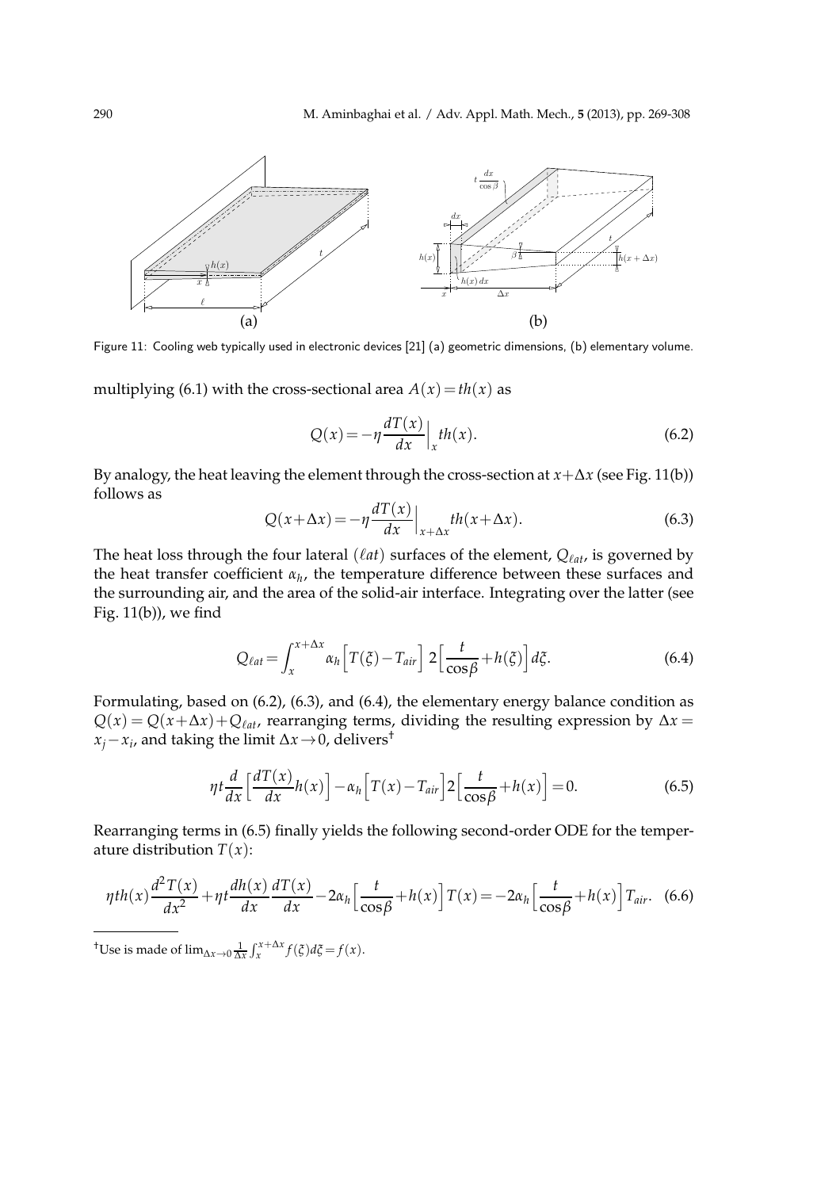Figure 11: Cooling web typically used in electronic devices [21] (a) geometric dimensions, (b) elementary volume.

multiplying (6.1) with the cross-sectional area $A(x) = th(x)$ as

$$Q(x) = -\eta \frac{dT(x)}{dx}\Big|_x th(x). \tag{6.2}$$

By analogy, the heat leaving the element through the cross-section at $x+\Delta x$ (see Fig. 11(b)) follows as

$$Q(x+\Delta x) = -\eta \frac{dT(x)}{dx}\Big|_{x+\Delta x} th(x+\Delta x). \tag{6.3}$$

The heat loss through the four lateral $(\ell at)$ surfaces of the element, $Q_{\ell at}$, is governed by the heat transfer coefficient $\alpha_h$, the temperature difference between these surfaces and the surrounding air, and the area of the solid-air interface. Integrating over the latter (see Fig. 11(b)), we find

$$Q_{\ell at} = \int_x^{x+\Delta x} \alpha_h \Big[T(\xi) - T_{air}\Big]\, 2\Big[\frac{t}{\cos\beta} + h(\xi)\Big] d\xi. \tag{6.4}$$

Formulating, based on (6.2), (6.3), and (6.4), the elementary energy balance condition as $Q(x) = Q(x+\Delta x) + Q_{\ell at}$, rearranging terms, dividing the resulting expression by $\Delta x = x_j - x_i$, and taking the limit $\Delta x \to 0$, delivers†

$$\eta t \frac{d}{dx}\Big[\frac{dT(x)}{dx} h(x)\Big] - \alpha_h \Big[T(x) - T_{air}\Big] 2\Big[\frac{t}{\cos\beta} + h(x)\Big] = 0. \tag{6.5}$$

Rearranging terms in (6.5) finally yields the following second-order ODE for the temperature distribution $T(x)$:

$$\eta t h(x) \frac{d^2 T(x)}{dx^2} + \eta t \frac{dh(x)}{dx}\frac{dT(x)}{dx} - 2\alpha_h \Big[\frac{t}{\cos\beta} + h(x)\Big] T(x) = -2\alpha_h \Big[\frac{t}{\cos\beta} + h(x)\Big] T_{air}. \tag{6.6}$$

†Use is made of $\lim_{\Delta x \to 0} \frac{1}{\Delta x} \int_x^{x+\Delta x} f(\xi) d\xi = f(x)$.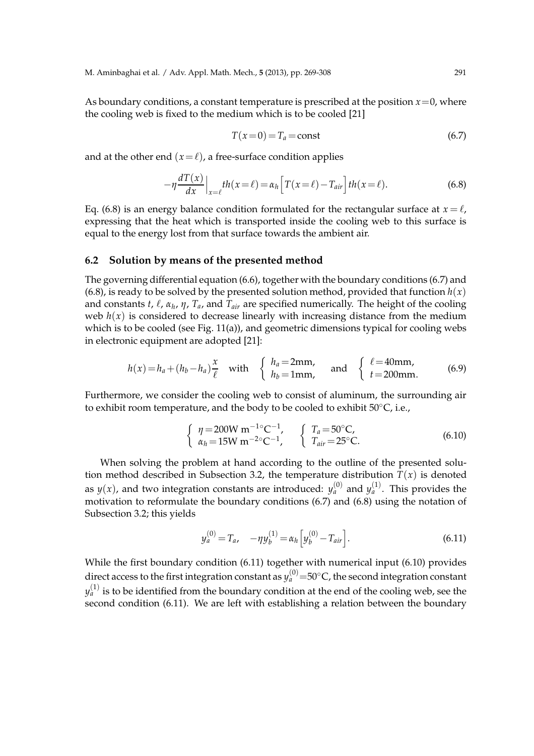As boundary conditions, a constant temperature is prescribed at the position $x=0$, where the cooling web is fixed to the medium which is to be cooled [21]

$$T(x=0)=T_a=\text{const} \tag{6.7}$$

and at the other end $(x=\ell)$, a free-surface condition applies

$$-\eta \frac{dT(x)}{dx}\Big|_{x=\ell} th(x=\ell)=\alpha_h\Big[T(x=\ell)-T_{air}\Big]th(x=\ell). \tag{6.8}$$

Eq. (6.8) is an energy balance condition formulated for the rectangular surface at $x=\ell$, expressing that the heat which is transported inside the cooling web to this surface is equal to the energy lost from that surface towards the ambient air.

### 6.2 Solution by means of the presented method

The governing differential equation (6.6), together with the boundary conditions (6.7) and (6.8), is ready to be solved by the presented solution method, provided that function $h(x)$ and constants $t$, $\ell$, $\alpha_h$, $\eta$, $T_a$, and $T_{air}$ are specified numerically. The height of the cooling web $h(x)$ is considered to decrease linearly with increasing distance from the medium which is to be cooled (see Fig. 11(a)), and geometric dimensions typical for cooling webs in electronic equipment are adopted [21]:

$$h(x)=h_a+(h_b-h_a)\frac{x}{\ell} \quad \text{with} \quad \left\{ \begin{array}{l} h_a=2\text{mm}, \\ h_b=1\text{mm}, \end{array} \right. \quad \text{and} \quad \left\{ \begin{array}{l} \ell=40\text{mm}, \\ t=200\text{mm}. \end{array} \right. \tag{6.9}$$

Furthermore, we consider the cooling web to consist of aluminum, the surrounding air to exhibit room temperature, and the body to be cooled to exhibit 50°C, i.e.,

$$\left\{ \begin{array}{l} \eta=200\text{W m}^{-1\circ}\text{C}^{-1}, \\ \alpha_h=15\text{W m}^{-2\circ}\text{C}^{-1}, \end{array} \right. \quad \left\{ \begin{array}{l} T_a=50^\circ\text{C}, \\ T_{air}=25^\circ\text{C}. \end{array} \right. \tag{6.10}$$

When solving the problem at hand according to the outline of the presented solution method described in Subsection 3.2, the temperature distribution $T(x)$ is denoted as $y(x)$, and two integration constants are introduced: $y_a^{(0)}$ and $y_a^{(1)}$. This provides the motivation to reformulate the boundary conditions (6.7) and (6.8) using the notation of Subsection 3.2; this yields

$$y_a^{(0)}=T_a, \quad -\eta y_b^{(1)}=\alpha_h\Big[y_b^{(0)}-T_{air}\Big]. \tag{6.11}$$

While the first boundary condition (6.11) together with numerical input (6.10) provides direct access to the first integration constant as $y_a^{(0)}=50^\circ\text{C}$, the second integration constant $y_a^{(1)}$ is to be identified from the boundary condition at the end of the cooling web, see the second condition (6.11). We are left with establishing a relation between the boundary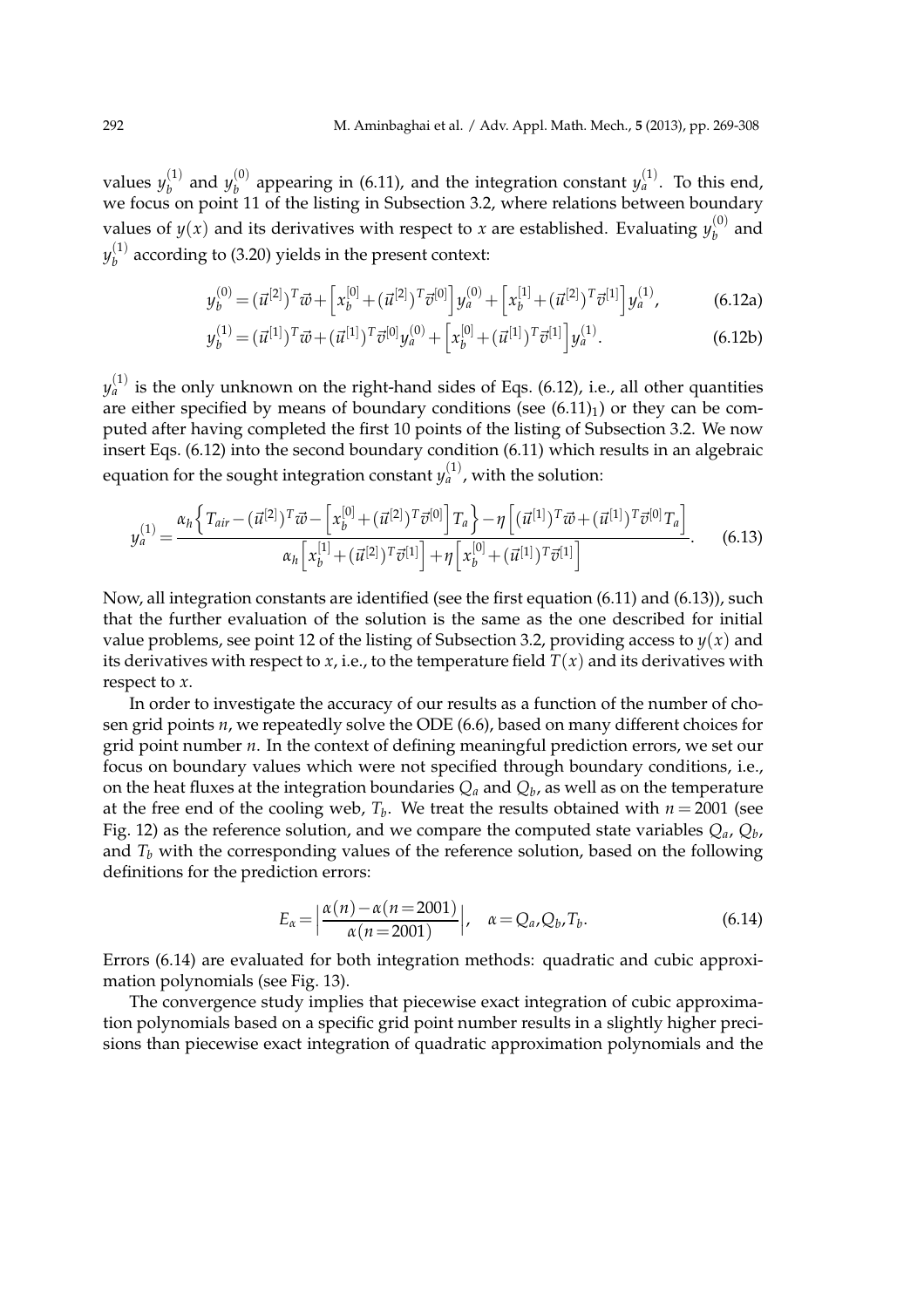values $y_b^{(1)}$ and $y_b^{(0)}$ appearing in (6.11), and the integration constant $y_a^{(1)}$. To this end, we focus on point 11 of the listing in Subsection 3.2, where relations between boundary values of $y(x)$ and its derivatives with respect to $x$ are established. Evaluating $y_b^{(0)}$ and $y_b^{(1)}$ according to (3.20) yields in the present context:

$$y_b^{(0)} = (\vec{u}^{[2]})^T \vec{w} + \Big[x_b^{[0]} + (\vec{u}^{[2]})^T \vec{v}^{[0]}\Big] y_a^{(0)} + \Big[x_b^{[1]} + (\vec{u}^{[2]})^T \vec{v}^{[1]}\Big] y_a^{(1)}, \tag{6.12a}$$

$$y_b^{(1)} = (\vec{u}^{[1]})^T \vec{w} + (\vec{u}^{[1]})^T \vec{v}^{[0]} y_a^{(0)} + \Big[x_b^{[0]} + (\vec{u}^{[1]})^T \vec{v}^{[1]}\Big] y_a^{(1)}. \tag{6.12b}$$

$y_a^{(1)}$ is the only unknown on the right-hand sides of Eqs. (6.12), i.e., all other quantities are either specified by means of boundary conditions (see $(6.11)_1$) or they can be computed after having completed the first 10 points of the listing of Subsection 3.2. We now insert Eqs. (6.12) into the second boundary condition (6.11) which results in an algebraic equation for the sought integration constant $y_a^{(1)}$, with the solution:

$$y_a^{(1)} = \frac{\alpha_h \Big\{ T_{air} - (\vec{u}^{[2]})^T \vec{w} - \Big[x_b^{[0]} + (\vec{u}^{[2]})^T \vec{v}^{[0]}\Big] T_a \Big\} - \eta \Big[(\vec{u}^{[1]})^T \vec{w} + (\vec{u}^{[1]})^T \vec{v}^{[0]} T_a\Big]}{\alpha_h \Big[x_b^{[1]} + (\vec{u}^{[2]})^T \vec{v}^{[1]}\Big] + \eta \Big[x_b^{[0]} + (\vec{u}^{[1]})^T \vec{v}^{[1]}\Big]}. \tag{6.13}$$

Now, all integration constants are identified (see the first equation (6.11) and (6.13)), such that the further evaluation of the solution is the same as the one described for initial value problems, see point 12 of the listing of Subsection 3.2, providing access to $y(x)$ and its derivatives with respect to $x$, i.e., to the temperature field $T(x)$ and its derivatives with respect to $x$.

In order to investigate the accuracy of our results as a function of the number of chosen grid points $n$, we repeatedly solve the ODE (6.6), based on many different choices for grid point number $n$. In the context of defining meaningful prediction errors, we set our focus on boundary values which were not specified through boundary conditions, i.e., on the heat fluxes at the integration boundaries $Q_a$ and $Q_b$, as well as on the temperature at the free end of the cooling web, $T_b$. We treat the results obtained with $n = 2001$ (see Fig. 12) as the reference solution, and we compare the computed state variables $Q_a$, $Q_b$, and $T_b$ with the corresponding values of the reference solution, based on the following definitions for the prediction errors:

$$E_\alpha = \Big| \frac{\alpha(n) - \alpha(n=2001)}{\alpha(n=2001)} \Big|, \quad \alpha = Q_a, Q_b, T_b. \tag{6.14}$$

Errors (6.14) are evaluated for both integration methods: quadratic and cubic approximation polynomials (see Fig. 13).

The convergence study implies that piecewise exact integration of cubic approximation polynomials based on a specific grid point number results in a slightly higher precisions than piecewise exact integration of quadratic approximation polynomials and the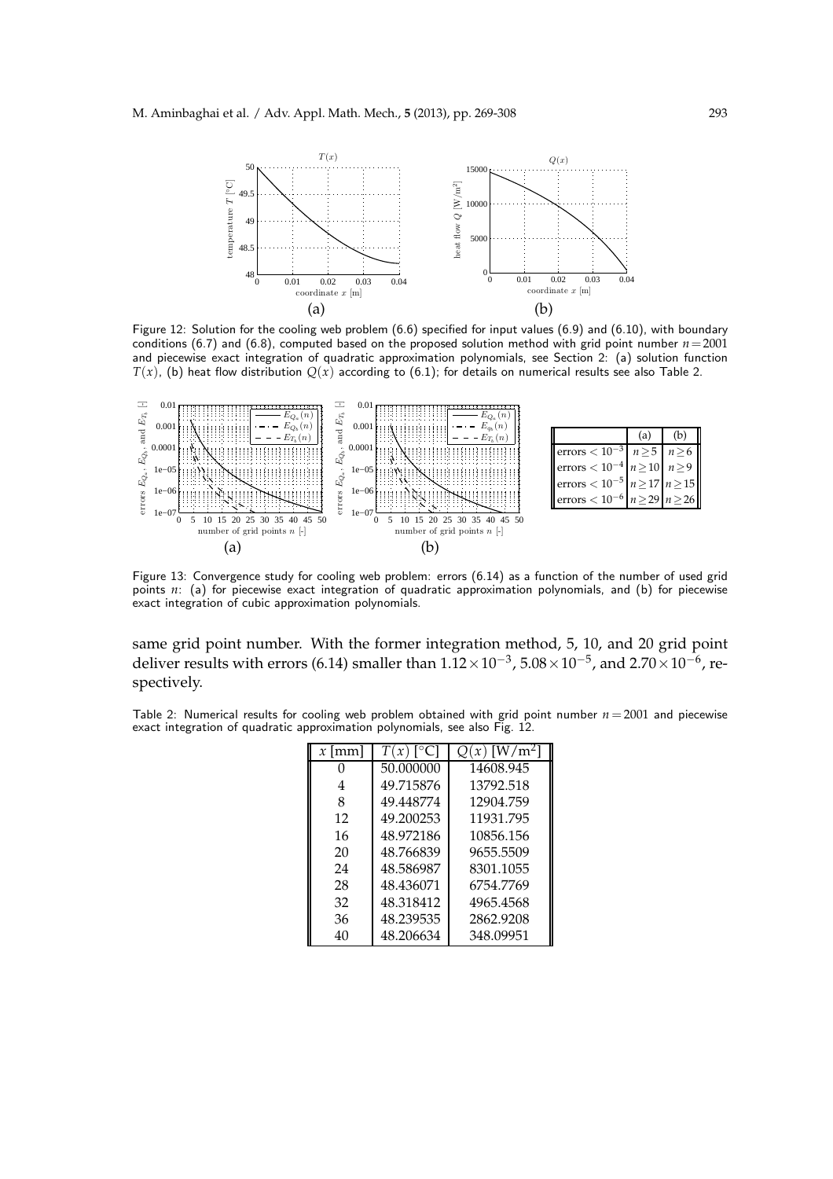Figure 12: Solution for the cooling web problem (6.6) specified for input values (6.9) and (6.10), with boundary conditions (6.7) and (6.8), computed based on the proposed solution method with grid point number $n=2001$ and piecewise exact integration of quadratic approximation polynomials, see Section 2: (a) solution function $T(x)$, (b) heat flow distribution $Q(x)$ according to (6.1); for details on numerical results see also Table 2.

| | (a) | (b) |
|---|---|---|
| errors $< 10^{-3}$ | $n \geq 5$ | $n \geq 6$ |
| errors $< 10^{-4}$ | $n \geq 10$ | $n \geq 9$ |
| errors $< 10^{-5}$ | $n \geq 17$ | $n \geq 15$ |
| errors $< 10^{-6}$ | $n \geq 29$ | $n \geq 26$ |

Figure 13: Convergence study for cooling web problem: errors (6.14) as a function of the number of used grid points $n$: (a) for piecewise exact integration of quadratic approximation polynomials, and (b) for piecewise exact integration of cubic approximation polynomials.

same grid point number. With the former integration method, 5, 10, and 20 grid point deliver results with errors (6.14) smaller than $1.12\times10^{-3}$, $5.08\times10^{-5}$, and $2.70\times10^{-6}$, respectively.

Table 2: Numerical results for cooling web problem obtained with grid point number $n=2001$ and piecewise exact integration of quadratic approximation polynomials, see also Fig. 12.

| $x$ [mm] | $T(x)$ [°C] | $Q(x)$ [W/m$^2$] |
|---|---|---|
| 0 | 50.000000 | 14608.945 |
| 4 | 49.715876 | 13792.518 |
| 8 | 49.448774 | 12904.759 |
| 12 | 49.200253 | 11931.795 |
| 16 | 48.972186 | 10856.156 |
| 20 | 48.766839 | 9655.5509 |
| 24 | 48.586987 | 8301.1055 |
| 28 | 48.436071 | 6754.7769 |
| 32 | 48.318412 | 4965.4568 |
| 36 | 48.239535 | 2862.9208 |
| 40 | 48.206634 | 348.09951 |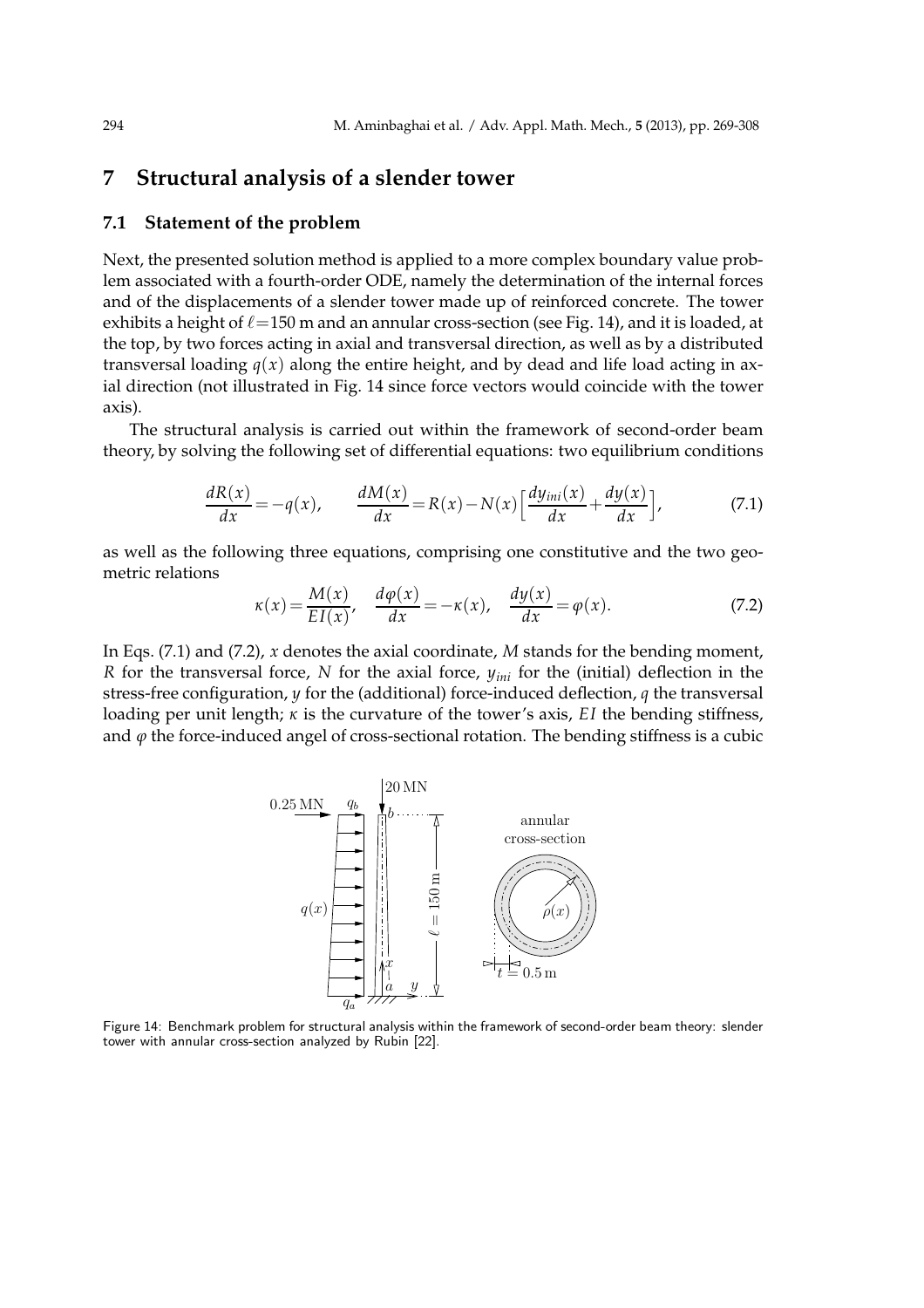## 7 Structural analysis of a slender tower

### 7.1 Statement of the problem

Next, the presented solution method is applied to a more complex boundary value problem associated with a fourth-order ODE, namely the determination of the internal forces and of the displacements of a slender tower made up of reinforced concrete. The tower exhibits a height of $\ell = 150$ m and an annular cross-section (see Fig. 14), and it is loaded, at the top, by two forces acting in axial and transversal direction, as well as by a distributed transversal loading $q(x)$ along the entire height, and by dead and life load acting in axial direction (not illustrated in Fig. 14 since force vectors would coincide with the tower axis).

The structural analysis is carried out within the framework of second-order beam theory, by solving the following set of differential equations: two equilibrium conditions

$$\frac{dR(x)}{dx} = -q(x), \qquad \frac{dM(x)}{dx} = R(x) - N(x)\Big[\frac{dy_{ini}(x)}{dx} + \frac{dy(x)}{dx}\Big], \tag{7.1}$$

as well as the following three equations, comprising one constitutive and the two geometric relations

$$\kappa(x) = \frac{M(x)}{EI(x)}, \quad \frac{d\varphi(x)}{dx} = -\kappa(x), \quad \frac{dy(x)}{dx} = \varphi(x). \tag{7.2}$$

In Eqs. (7.1) and (7.2), $x$ denotes the axial coordinate, $M$ stands for the bending moment, $R$ for the transversal force, $N$ for the axial force, $y_{ini}$ for the (initial) deflection in the stress-free configuration, $y$ for the (additional) force-induced deflection, $q$ the transversal loading per unit length; $\kappa$ is the curvature of the tower's axis, $EI$ the bending stiffness, and $\varphi$ the force-induced angel of cross-sectional rotation. The bending stiffness is a cubic

Figure 14: Benchmark problem for structural analysis within the framework of second-order beam theory: slender tower with annular cross-section analyzed by Rubin [22].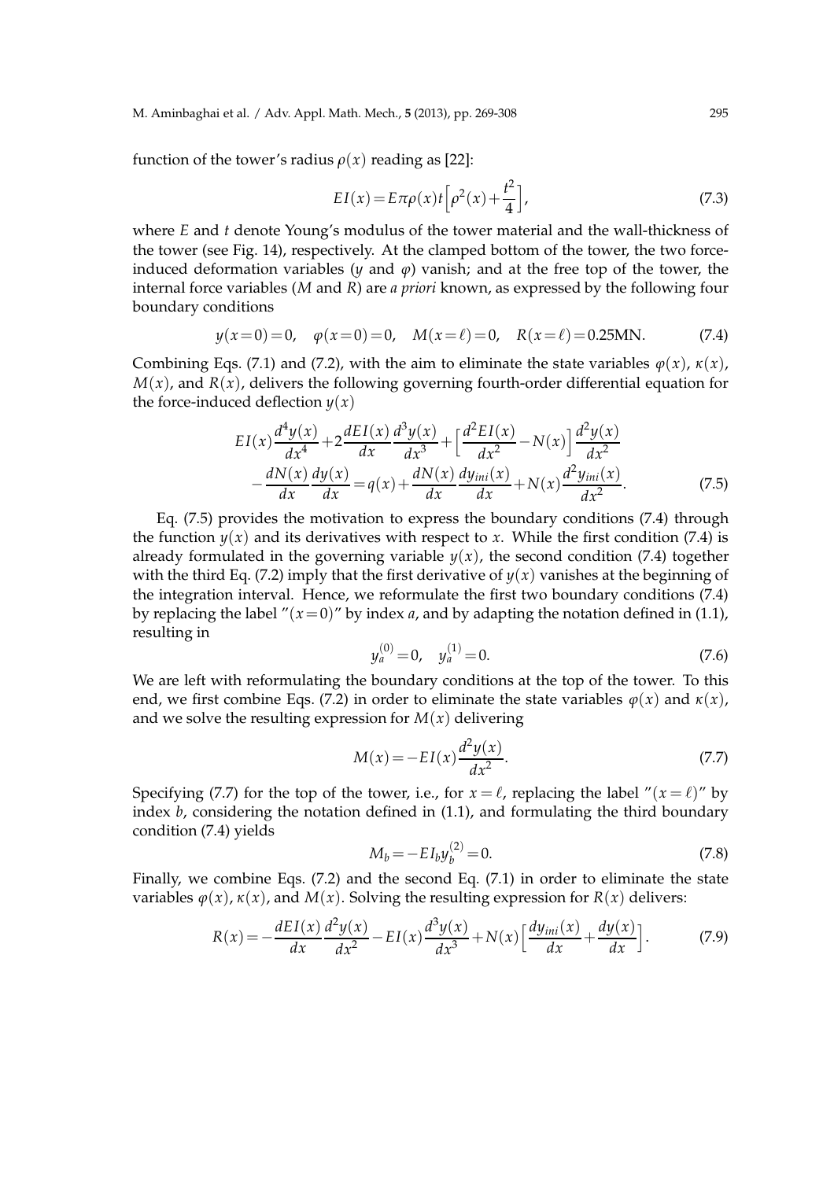function of the tower's radius $\rho(x)$ reading as [22]:

$$EI(x)=E\pi\rho(x)t\Big[\rho^2(x)+\frac{t^2}{4}\Big], \tag{7.3}$$

where $E$ and $t$ denote Young's modulus of the tower material and the wall-thickness of the tower (see Fig. 14), respectively. At the clamped bottom of the tower, the two force-induced deformation variables ($y$ and $\varphi$) vanish; and at the free top of the tower, the internal force variables ($M$ and $R$) are *a priori* known, as expressed by the following four boundary conditions

$$y(x=0)=0, \quad \varphi(x=0)=0, \quad M(x=\ell)=0, \quad R(x=\ell)=0.25\text{MN}. \tag{7.4}$$

Combining Eqs. (7.1) and (7.2), with the aim to eliminate the state variables $\varphi(x)$, $\kappa(x)$, $M(x)$, and $R(x)$, delivers the following governing fourth-order differential equation for the force-induced deflection $y(x)$

$$\begin{aligned}EI(x)\frac{d^4y(x)}{dx^4}+2\frac{dEI(x)}{dx}\frac{d^3y(x)}{dx^3}+\Big[\frac{d^2EI(x)}{dx^2}-N(x)\Big]\frac{d^2y(x)}{dx^2}\\-\frac{dN(x)}{dx}\frac{dy(x)}{dx}=q(x)+\frac{dN(x)}{dx}\frac{dy_{ini}(x)}{dx}+N(x)\frac{d^2y_{ini}(x)}{dx^2}.\end{aligned} \tag{7.5}$$

Eq. (7.5) provides the motivation to express the boundary conditions (7.4) through the function $y(x)$ and its derivatives with respect to $x$. While the first condition (7.4) is already formulated in the governing variable $y(x)$, the second condition (7.4) together with the third Eq. (7.2) imply that the first derivative of $y(x)$ vanishes at the beginning of the integration interval. Hence, we reformulate the first two boundary conditions (7.4) by replacing the label "$(x=0)$" by index $a$, and by adapting the notation defined in (1.1), resulting in

$$y_a^{(0)}=0, \quad y_a^{(1)}=0. \tag{7.6}$$

We are left with reformulating the boundary conditions at the top of the tower. To this end, we first combine Eqs. (7.2) in order to eliminate the state variables $\varphi(x)$ and $\kappa(x)$, and we solve the resulting expression for $M(x)$ delivering

$$M(x)=-EI(x)\frac{d^2y(x)}{dx^2}. \tag{7.7}$$

Specifying (7.7) for the top of the tower, i.e., for $x=\ell$, replacing the label "$(x=\ell)$" by index $b$, considering the notation defined in (1.1), and formulating the third boundary condition (7.4) yields

$$M_b=-EI_by_b^{(2)}=0. \tag{7.8}$$

Finally, we combine Eqs. (7.2) and the second Eq. (7.1) in order to eliminate the state variables $\varphi(x)$, $\kappa(x)$, and $M(x)$. Solving the resulting expression for $R(x)$ delivers:

$$R(x)=-\frac{dEI(x)}{dx}\frac{d^2y(x)}{dx^2}-EI(x)\frac{d^3y(x)}{dx^3}+N(x)\Big[\frac{dy_{ini}(x)}{dx}+\frac{dy(x)}{dx}\Big]. \tag{7.9}$$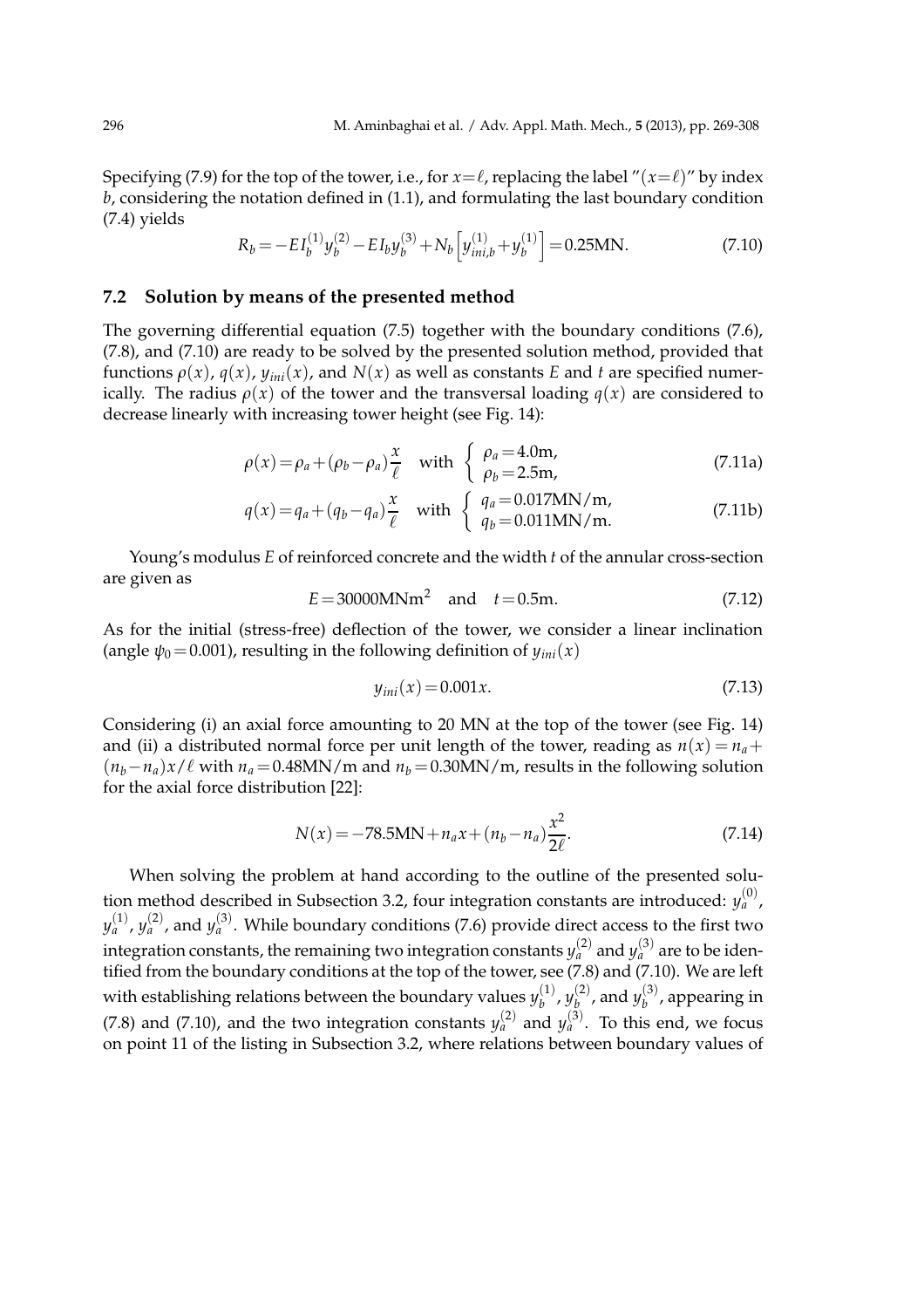Specifying (7.9) for the top of the tower, i.e., for $x=\ell$, replacing the label "$(x=\ell)$" by index $b$, considering the notation defined in (1.1), and formulating the last boundary condition (7.4) yields

$$R_b = -EI_b^{(1)} y_b^{(2)} - EI_b y_b^{(3)} + N_b \Big[ y_{ini,b}^{(1)} + y_b^{(1)} \Big] = 0.25\text{MN}. \tag{7.10}$$

### 7.2 Solution by means of the presented method

The governing differential equation (7.5) together with the boundary conditions (7.6), (7.8), and (7.10) are ready to be solved by the presented solution method, provided that functions $\rho(x)$, $q(x)$, $y_{ini}(x)$, and $N(x)$ as well as constants $E$ and $t$ are specified numerically. The radius $\rho(x)$ of the tower and the transversal loading $q(x)$ are considered to decrease linearly with increasing tower height (see Fig. 14):

$$\rho(x) = \rho_a + (\rho_b - \rho_a)\frac{x}{\ell} \quad \text{with} \quad \begin{cases} \rho_a = 4.0\text{m}, \\ \rho_b = 2.5\text{m}, \end{cases} \tag{7.11a}$$

$$q(x) = q_a + (q_b - q_a)\frac{x}{\ell} \quad \text{with} \quad \begin{cases} q_a = 0.017\text{MN/m}, \\ q_b = 0.011\text{MN/m}. \end{cases} \tag{7.11b}$$

Young's modulus $E$ of reinforced concrete and the width $t$ of the annular cross-section are given as

$$E = 30000\text{MNm}^2 \quad \text{and} \quad t = 0.5\text{m}. \tag{7.12}$$

As for the initial (stress-free) deflection of the tower, we consider a linear inclination (angle $\psi_0 = 0.001$), resulting in the following definition of $y_{ini}(x)$

$$y_{ini}(x) = 0.001x. \tag{7.13}$$

Considering (i) an axial force amounting to 20 MN at the top of the tower (see Fig. 14) and (ii) a distributed normal force per unit length of the tower, reading as $n(x) = n_a + (n_b - n_a)x/\ell$ with $n_a = 0.48$MN/m and $n_b = 0.30$MN/m, results in the following solution for the axial force distribution [22]:

$$N(x) = -78.5\text{MN} + n_a x + (n_b - n_a)\frac{x^2}{2\ell}. \tag{7.14}$$

When solving the problem at hand according to the outline of the presented solution method described in Subsection 3.2, four integration constants are introduced: $y_a^{(0)}$, $y_a^{(1)}$, $y_a^{(2)}$, and $y_a^{(3)}$. While boundary conditions (7.6) provide direct access to the first two integration constants, the remaining two integration constants $y_a^{(2)}$ and $y_a^{(3)}$ are to be identified from the boundary conditions at the top of the tower, see (7.8) and (7.10). We are left with establishing relations between the boundary values $y_b^{(1)}$, $y_b^{(2)}$, and $y_b^{(3)}$, appearing in (7.8) and (7.10), and the two integration constants $y_a^{(2)}$ and $y_a^{(3)}$. To this end, we focus on point 11 of the listing in Subsection 3.2, where relations between boundary values of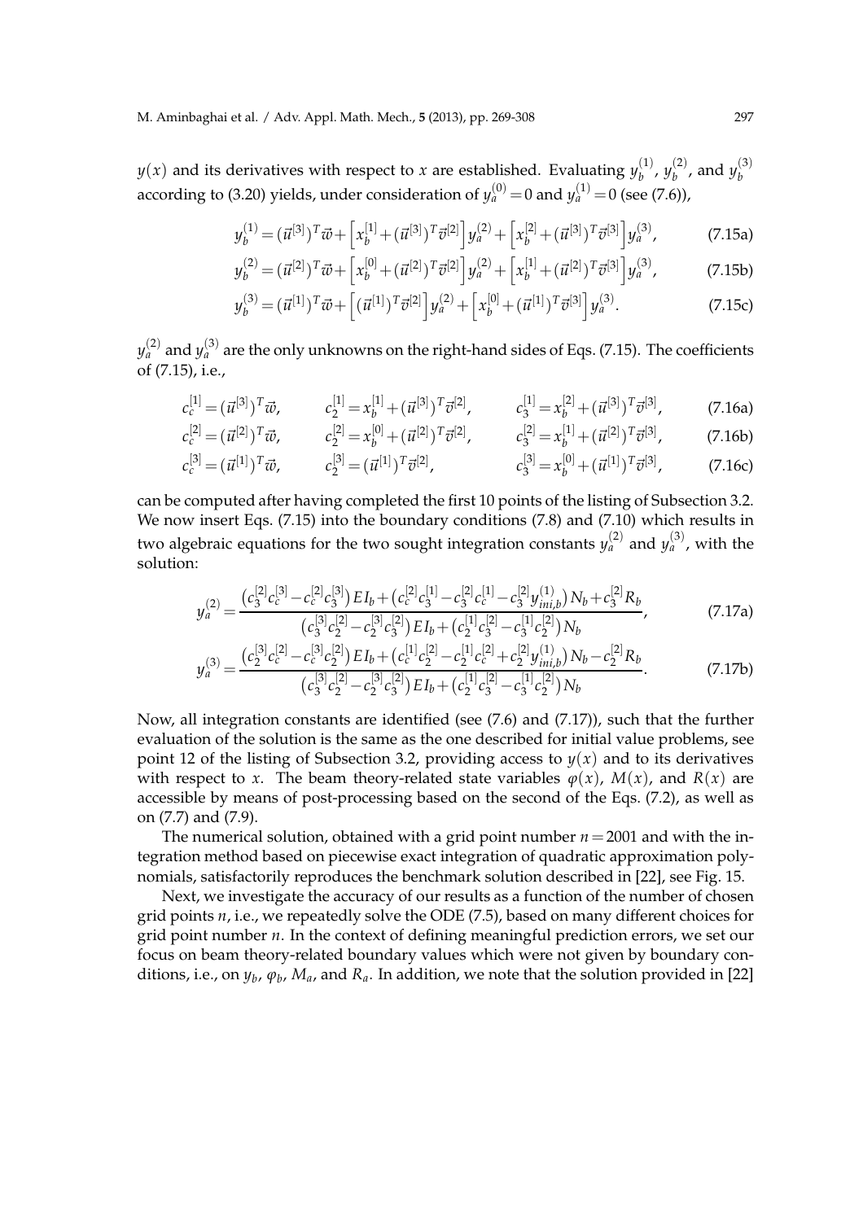$y(x)$ and its derivatives with respect to $x$ are established. Evaluating $y_b^{(1)}$, $y_b^{(2)}$, and $y_b^{(3)}$ according to (3.20) yields, under consideration of $y_a^{(0)}=0$ and $y_a^{(1)}=0$ (see (7.6)),

$$y_b^{(1)} = (\vec{u}^{[3]})^T\vec{w} + \Big[x_b^{[1]} + (\vec{u}^{[3]})^T\vec{v}^{[2]}\Big]y_a^{(2)} + \Big[x_b^{[2]} + (\vec{u}^{[3]})^T\vec{v}^{[3]}\Big]y_a^{(3)}, \tag{7.15a}$$

$$y_b^{(2)} = (\vec{u}^{[2]})^T\vec{w} + \Big[x_b^{[0]} + (\vec{u}^{[2]})^T\vec{v}^{[2]}\Big]y_a^{(2)} + \Big[x_b^{[1]} + (\vec{u}^{[2]})^T\vec{v}^{[3]}\Big]y_a^{(3)}, \tag{7.15b}$$

$$y_b^{(3)} = (\vec{u}^{[1]})^T\vec{w} + \Big[(\vec{u}^{[1]})^T\vec{v}^{[2]}\Big]y_a^{(2)} + \Big[x_b^{[0]} + (\vec{u}^{[1]})^T\vec{v}^{[3]}\Big]y_a^{(3)}. \tag{7.15c}$$

$y_a^{(2)}$ and $y_a^{(3)}$ are the only unknowns on the right-hand sides of Eqs. (7.15). The coefficients of (7.15), i.e.,

$$c_c^{[1]} = (\vec{u}^{[3]})^T\vec{w}, \qquad c_2^{[1]} = x_b^{[1]} + (\vec{u}^{[3]})^T\vec{v}^{[2]}, \qquad c_3^{[1]} = x_b^{[2]} + (\vec{u}^{[3]})^T\vec{v}^{[3]}, \tag{7.16a}$$

$$c_c^{[2]} = (\vec{u}^{[2]})^T\vec{w}, \qquad c_2^{[2]} = x_b^{[0]} + (\vec{u}^{[2]})^T\vec{v}^{[2]}, \qquad c_3^{[2]} = x_b^{[1]} + (\vec{u}^{[2]})^T\vec{v}^{[3]}, \tag{7.16b}$$

$$c_c^{[3]} = (\vec{u}^{[1]})^T\vec{w}, \qquad c_2^{[3]} = (\vec{u}^{[1]})^T\vec{v}^{[2]}, \qquad c_3^{[3]} = x_b^{[0]} + (\vec{u}^{[1]})^T\vec{v}^{[3]}, \tag{7.16c}$$

can be computed after having completed the first 10 points of the listing of Subsection 3.2. We now insert Eqs. (7.15) into the boundary conditions (7.8) and (7.10) which results in two algebraic equations for the two sought integration constants $y_a^{(2)}$ and $y_a^{(3)}$, with the solution:

$$y_a^{(2)} = \frac{\big(c_3^{[2]}c_c^{[3]} - c_c^{[2]}c_3^{[3]}\big)EI_b + \big(c_c^{[2]}c_3^{[1]} - c_3^{[2]}c_c^{[1]} - c_3^{[2]}y_{ini,b}^{(1)}\big)N_b + c_3^{[2]}R_b}{\big(c_3^{[3]}c_2^{[2]} - c_2^{[3]}c_3^{[2]}\big)EI_b + \big(c_2^{[1]}c_3^{[2]} - c_3^{[1]}c_2^{[2]}\big)N_b}, \tag{7.17a}$$

$$y_a^{(3)} = \frac{\big(c_2^{[3]}c_c^{[2]} - c_c^{[3]}c_2^{[2]}\big)EI_b + \big(c_c^{[1]}c_2^{[2]} - c_2^{[1]}c_c^{[2]} + c_2^{[2]}y_{ini,b}^{(1)}\big)N_b - c_2^{[2]}R_b}{\big(c_3^{[3]}c_2^{[2]} - c_2^{[3]}c_3^{[2]}\big)EI_b + \big(c_2^{[1]}c_3^{[2]} - c_3^{[1]}c_2^{[2]}\big)N_b}. \tag{7.17b}$$

Now, all integration constants are identified (see (7.6) and (7.17)), such that the further evaluation of the solution is the same as the one described for initial value problems, see point 12 of the listing of Subsection 3.2, providing access to $y(x)$ and to its derivatives with respect to $x$. The beam theory-related state variables $\varphi(x)$, $M(x)$, and $R(x)$ are accessible by means of post-processing based on the second of the Eqs. (7.2), as well as on (7.7) and (7.9).

The numerical solution, obtained with a grid point number $n=2001$ and with the integration method based on piecewise exact integration of quadratic approximation polynomials, satisfactorily reproduces the benchmark solution described in [22], see Fig. 15.

Next, we investigate the accuracy of our results as a function of the number of chosen grid points $n$, i.e., we repeatedly solve the ODE (7.5), based on many different choices for grid point number $n$. In the context of defining meaningful prediction errors, we set our focus on beam theory-related boundary values which were not given by boundary conditions, i.e., on $y_b$, $\varphi_b$, $M_a$, and $R_a$. In addition, we note that the solution provided in [22]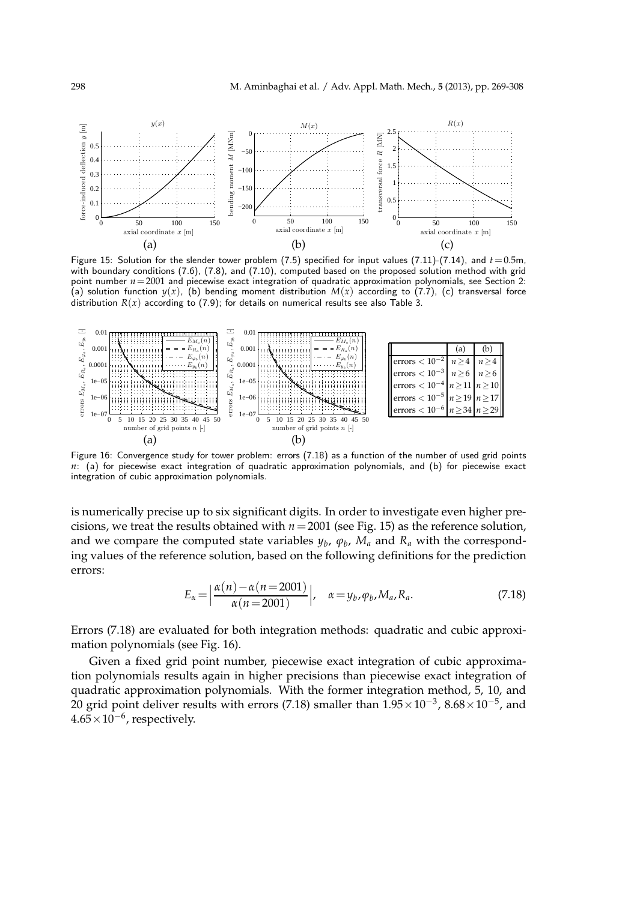Figure 15: Solution for the slender tower problem (7.5) specified for input values (7.11)-(7.14), and $t = 0.5$m, with boundary conditions (7.6), (7.8), and (7.10), computed based on the proposed solution method with grid point number $n = 2001$ and piecewise exact integration of quadratic approximation polynomials, see Section 2: (a) solution function $y(x)$, (b) bending moment distribution $M(x)$ according to (7.7), (c) transversal force distribution $R(x)$ according to (7.9); for details on numerical results see also Table 3.

| | (a) | (b) |
|---|---|---|
| errors $< 10^{-2}$ | $n \geq 4$ | $n \geq 4$ |
| errors $< 10^{-3}$ | $n \geq 6$ | $n \geq 6$ |
| errors $< 10^{-4}$ | $n \geq 11$ | $n \geq 10$ |
| errors $< 10^{-5}$ | $n \geq 19$ | $n \geq 17$ |
| errors $< 10^{-6}$ | $n \geq 34$ | $n \geq 29$ |

Figure 16: Convergence study for tower problem: errors (7.18) as a function of the number of used grid points $n$: (a) for piecewise exact integration of quadratic approximation polynomials, and (b) for piecewise exact integration of cubic approximation polynomials.

is numerically precise up to six significant digits. In order to investigate even higher precisions, we treat the results obtained with $n = 2001$ (see Fig. 15) as the reference solution, and we compare the computed state variables $y_b$, $\varphi_b$, $M_a$ and $R_a$ with the corresponding values of the reference solution, based on the following definitions for the prediction errors:

$$E_\alpha = \Big| \frac{\alpha(n) - \alpha(n = 2001)}{\alpha(n = 2001)} \Big|, \quad \alpha = y_b, \varphi_b, M_a, R_a. \tag{7.18}$$

Errors (7.18) are evaluated for both integration methods: quadratic and cubic approximation polynomials (see Fig. 16).

Given a fixed grid point number, piecewise exact integration of cubic approximation polynomials results again in higher precisions than piecewise exact integration of quadratic approximation polynomials. With the former integration method, 5, 10, and 20 grid point deliver results with errors (7.18) smaller than $1.95 \times 10^{-3}$, $8.68 \times 10^{-5}$, and $4.65 \times 10^{-6}$, respectively.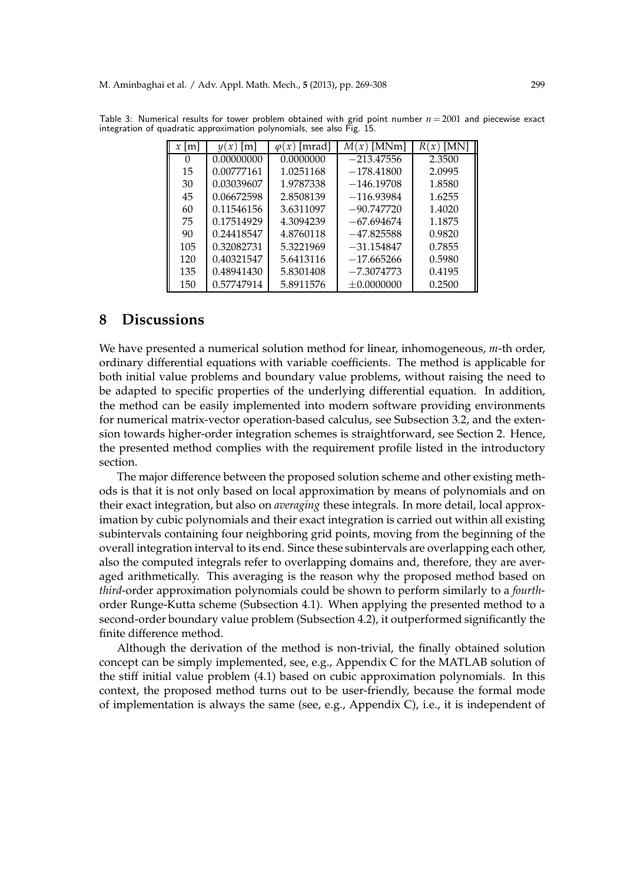Table 3: Numerical results for tower problem obtained with grid point number $n=2001$ and piecewise exact integration of quadratic approximation polynomials, see also Fig. 15.

| $x$ [m] | $y(x)$ [m] | $\varphi(x)$ [mrad] | $M(x)$ [MNm] | $R(x)$ [MN] |
|---|---|---|---|---|
| 0 | 0.00000000 | 0.0000000 | $-213.47556$ | 2.3500 |
| 15 | 0.00777161 | 1.0251168 | $-178.41800$ | 2.0995 |
| 30 | 0.03039607 | 1.9787338 | $-146.19708$ | 1.8580 |
| 45 | 0.06672598 | 2.8508139 | $-116.93984$ | 1.6255 |
| 60 | 0.11546156 | 3.6311097 | $-90.747720$ | 1.4020 |
| 75 | 0.17514929 | 4.3094239 | $-67.694674$ | 1.1875 |
| 90 | 0.24418547 | 4.8760118 | $-47.825588$ | 0.9820 |
| 105 | 0.32082731 | 5.3221969 | $-31.154847$ | 0.7855 |
| 120 | 0.40321547 | 5.6413116 | $-17.665266$ | 0.5980 |
| 135 | 0.48941430 | 5.8301408 | $-7.3074773$ | 0.4195 |
| 150 | 0.57747914 | 5.8911576 | $\pm 0.0000000$ | 0.2500 |

# 8 Discussions

We have presented a numerical solution method for linear, inhomogeneous, $m$-th order, ordinary differential equations with variable coefficients. The method is applicable for both initial value problems and boundary value problems, without raising the need to be adapted to specific properties of the underlying differential equation. In addition, the method can be easily implemented into modern software providing environments for numerical matrix-vector operation-based calculus, see Subsection 3.2, and the extension towards higher-order integration schemes is straightforward, see Section 2. Hence, the presented method complies with the requirement profile listed in the introductory section.

The major difference between the proposed solution scheme and other existing methods is that it is not only based on local approximation by means of polynomials and on their exact integration, but also on *averaging* these integrals. In more detail, local approximation by cubic polynomials and their exact integration is carried out within all existing subintervals containing four neighboring grid points, moving from the beginning of the overall integration interval to its end. Since these subintervals are overlapping each other, also the computed integrals refer to overlapping domains and, therefore, they are averaged arithmetically. This averaging is the reason why the proposed method based on *third*-order approximation polynomials could be shown to perform similarly to a *fourth*-order Runge-Kutta scheme (Subsection 4.1). When applying the presented method to a second-order boundary value problem (Subsection 4.2), it outperformed significantly the finite difference method.

Although the derivation of the method is non-trivial, the finally obtained solution concept can be simply implemented, see, e.g., Appendix C for the MATLAB solution of the stiff initial value problem (4.1) based on cubic approximation polynomials. In this context, the proposed method turns out to be user-friendly, because the formal mode of implementation is always the same (see, e.g., Appendix C), i.e., it is independent of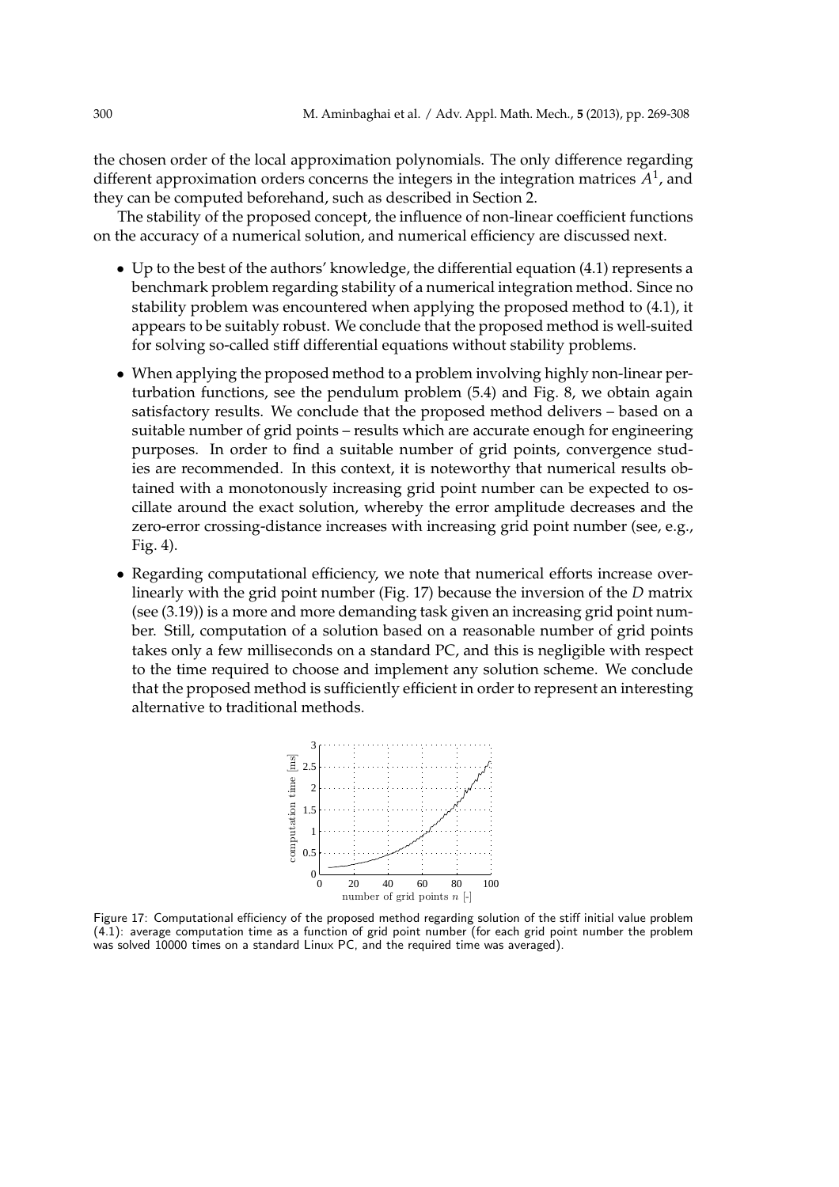the chosen order of the local approximation polynomials. The only difference regarding different approximation orders concerns the integers in the integration matrices $A^1$, and they can be computed beforehand, such as described in Section 2.

The stability of the proposed concept, the influence of non-linear coefficient functions on the accuracy of a numerical solution, and numerical efficiency are discussed next.

- Up to the best of the authors' knowledge, the differential equation (4.1) represents a benchmark problem regarding stability of a numerical integration method. Since no stability problem was encountered when applying the proposed method to (4.1), it appears to be suitably robust. We conclude that the proposed method is well-suited for solving so-called stiff differential equations without stability problems.
- When applying the proposed method to a problem involving highly non-linear perturbation functions, see the pendulum problem (5.4) and Fig. 8, we obtain again satisfactory results. We conclude that the proposed method delivers – based on a suitable number of grid points – results which are accurate enough for engineering purposes. In order to find a suitable number of grid points, convergence studies are recommended. In this context, it is noteworthy that numerical results obtained with a monotonously increasing grid point number can be expected to oscillate around the exact solution, whereby the error amplitude decreases and the zero-error crossing-distance increases with increasing grid point number (see, e.g., Fig. 4).
- Regarding computational efficiency, we note that numerical efforts increase overlinearly with the grid point number (Fig. 17) because the inversion of the $D$ matrix (see (3.19)) is a more and more demanding task given an increasing grid point number. Still, computation of a solution based on a reasonable number of grid points takes only a few milliseconds on a standard PC, and this is negligible with respect to the time required to choose and implement any solution scheme. We conclude that the proposed method is sufficiently efficient in order to represent an interesting alternative to traditional methods.

Figure 17: Computational efficiency of the proposed method regarding solution of the stiff initial value problem (4.1): average computation time as a function of grid point number (for each grid point number the problem was solved 10000 times on a standard Linux PC, and the required time was averaged).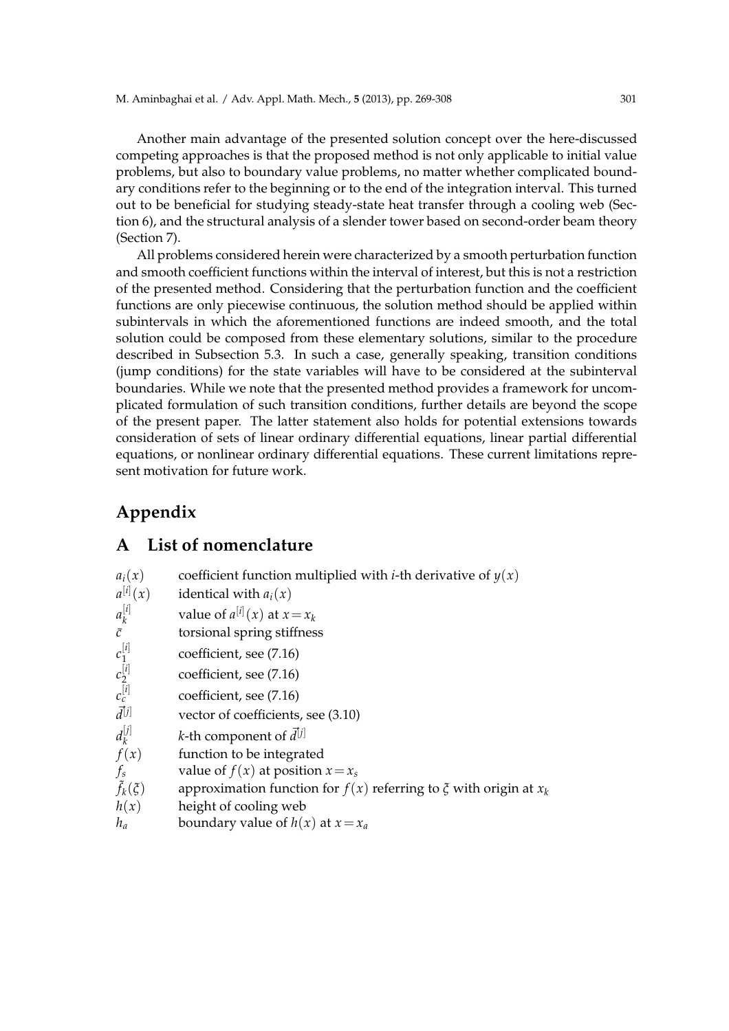Another main advantage of the presented solution concept over the here-discussed competing approaches is that the proposed method is not only applicable to initial value problems, but also to boundary value problems, no matter whether complicated boundary conditions refer to the beginning or to the end of the integration interval. This turned out to be beneficial for studying steady-state heat transfer through a cooling web (Section 6), and the structural analysis of a slender tower based on second-order beam theory (Section 7).

All problems considered herein were characterized by a smooth perturbation function and smooth coefficient functions within the interval of interest, but this is not a restriction of the presented method. Considering that the perturbation function and the coefficient functions are only piecewise continuous, the solution method should be applied within subintervals in which the aforementioned functions are indeed smooth, and the total solution could be composed from these elementary solutions, similar to the procedure described in Subsection 5.3. In such a case, generally speaking, transition conditions (jump conditions) for the state variables will have to be considered at the subinterval boundaries. While we note that the presented method provides a framework for uncomplicated formulation of such transition conditions, further details are beyond the scope of the present paper. The latter statement also holds for potential extensions towards consideration of sets of linear ordinary differential equations, linear partial differential equations, or nonlinear ordinary differential equations. These current limitations represent motivation for future work.

# Appendix

## A List of nomenclature

| | |
|---|---|
| $a_i(x)$ | coefficient function multiplied with $i$-th derivative of $y(x)$ |
| $a^{[i]}(x)$ | identical with $a_i(x)$ |
| $a_k^{[i]}$ | value of $a^{[i]}(x)$ at $x=x_k$ |
| $\bar{c}$ | torsional spring stiffness |
| $c_1^{[i]}$ | coefficient, see (7.16) |
| $c_2^{[i]}$ | coefficient, see (7.16) |
| $c_c^{[i]}$ | coefficient, see (7.16) |
| $\vec{d}^{[j]}$ | vector of coefficients, see (3.10) |
| $d_k^{[j]}$ | $k$-th component of $\vec{d}^{[j]}$ |
| $f(x)$ | function to be integrated |
| $f_s$ | value of $f(x)$ at position $x=x_s$ |
| $\tilde{f}_k(\xi)$ | approximation function for $f(x)$ referring to $\xi$ with origin at $x_k$ |
| $h(x)$ | height of cooling web |
| $h_a$ | boundary value of $h(x)$ at $x=x_a$ |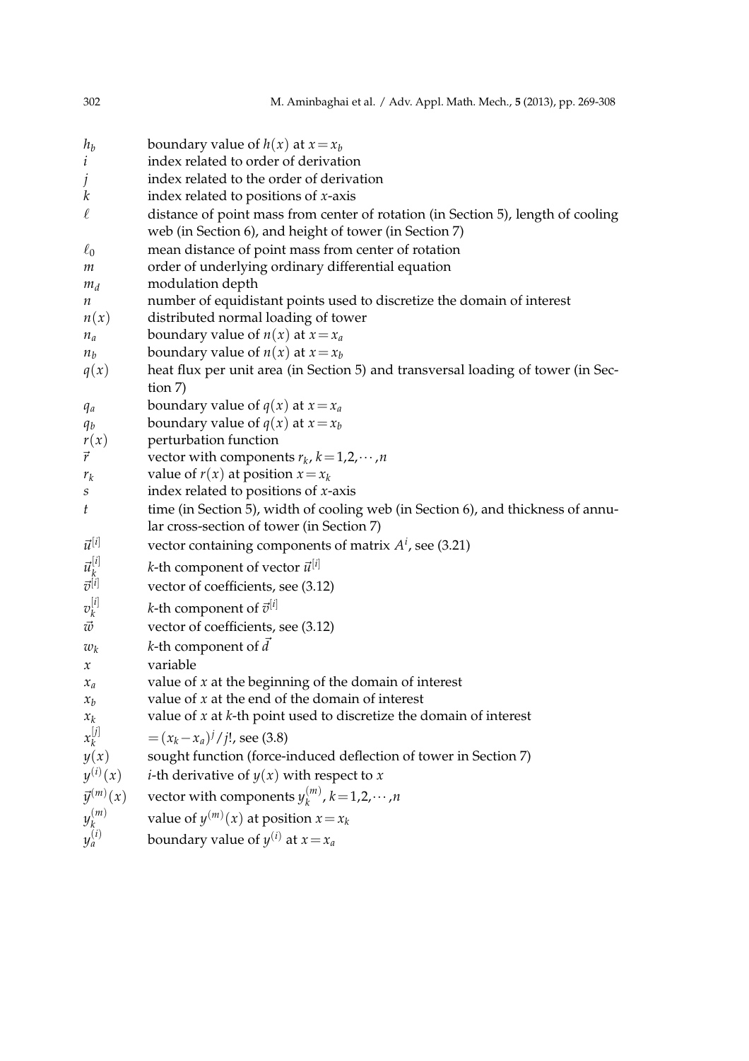| | |
|---|---|
| $h_b$ | boundary value of $h(x)$ at $x=x_b$ |
| $i$ | index related to order of derivation |
| $j$ | index related to the order of derivation |
| $k$ | index related to positions of $x$-axis |
| $\ell$ | distance of point mass from center of rotation (in Section 5), length of cooling web (in Section 6), and height of tower (in Section 7) |
| $\ell_0$ | mean distance of point mass from center of rotation |
| $m$ | order of underlying ordinary differential equation |
| $m_d$ | modulation depth |
| $n$ | number of equidistant points used to discretize the domain of interest |
| $n(x)$ | distributed normal loading of tower |
| $n_a$ | boundary value of $n(x)$ at $x=x_a$ |
| $n_b$ | boundary value of $n(x)$ at $x=x_b$ |
| $q(x)$ | heat flux per unit area (in Section 5) and transversal loading of tower (in Section 7) |
| $q_a$ | boundary value of $q(x)$ at $x=x_a$ |
| $q_b$ | boundary value of $q(x)$ at $x=x_b$ |
| $r(x)$ | perturbation function |
| $\vec{r}$ | vector with components $r_k$, $k=1,2,\cdots,n$ |
| $r_k$ | value of $r(x)$ at position $x=x_k$ |
| $s$ | index related to positions of $x$-axis |
| $t$ | time (in Section 5), width of cooling web (in Section 6), and thickness of annular cross-section of tower (in Section 7) |
| $\vec{u}^{[i]}$ | vector containing components of matrix $A^i$, see (3.21) |
| $\vec{u}_k^{[i]}$ | $k$-th component of vector $\vec{u}^{[i]}$ |
| $\vec{v}^{[i]}$ | vector of coefficients, see (3.12) |
| $v_k^{[i]}$ | $k$-th component of $\vec{v}^{[i]}$ |
| $\vec{w}$ | vector of coefficients, see (3.12) |
| $w_k$ | $k$-th component of $\vec{d}$ |
| $x$ | variable |
| $x_a$ | value of $x$ at the beginning of the domain of interest |
| $x_b$ | value of $x$ at the end of the domain of interest |
| $x_k$ | value of $x$ at $k$-th point used to discretize the domain of interest |
| $x_k^{[j]}$ | $=(x_k-x_a)^j/j!$, see (3.8) |
| $y(x)$ | sought function (force-induced deflection of tower in Section 7) |
| $y^{(i)}(x)$ | $i$-th derivative of $y(x)$ with respect to $x$ |
| $\vec{y}^{(m)}(x)$ | vector with components $y_k^{(m)}$, $k=1,2,\cdots,n$ |
| $y_k^{(m)}$ | value of $y^{(m)}(x)$ at position $x=x_k$ |
| $y_a^{(i)}$ | boundary value of $y^{(i)}$ at $x=x_a$ |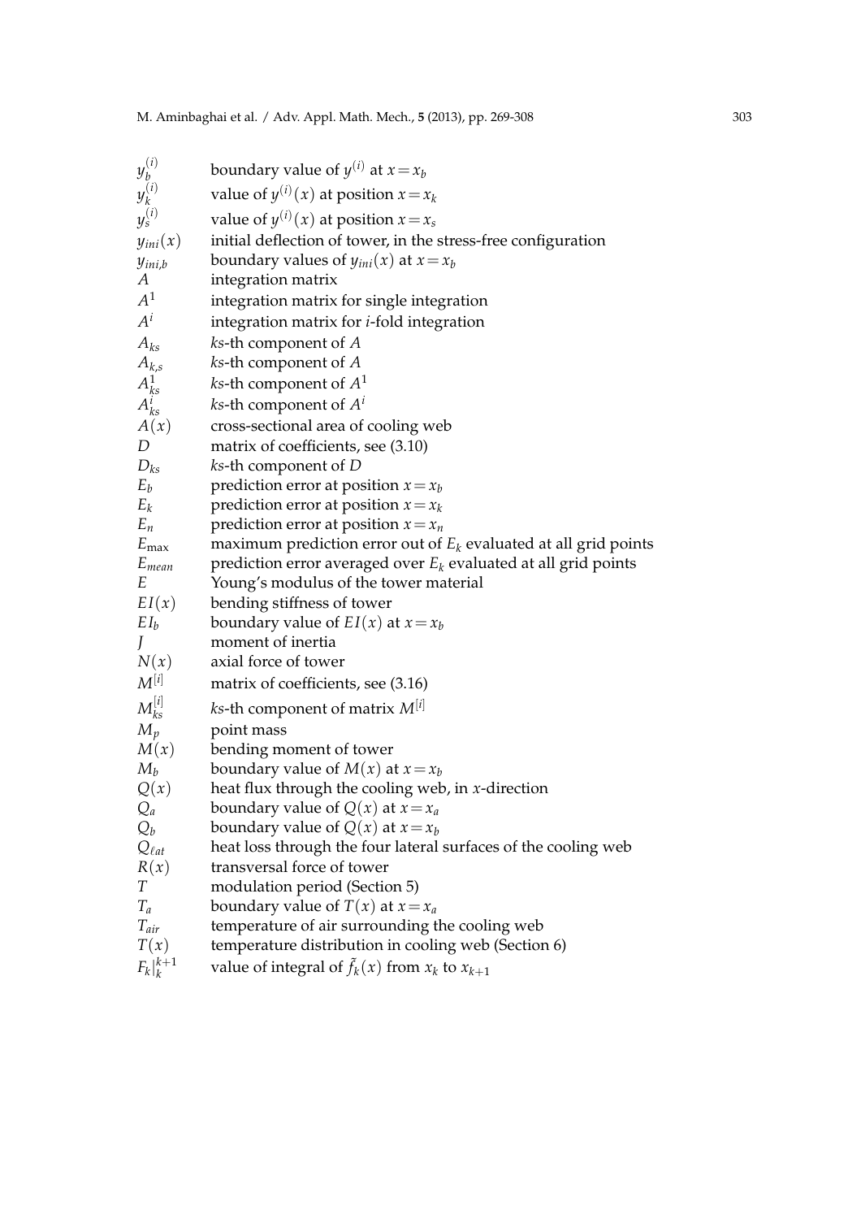| | |
|---|---|
| $y_b^{(i)}$ | boundary value of $y^{(i)}$ at $x = x_b$ |
| $y_k^{(i)}$ | value of $y^{(i)}(x)$ at position $x = x_k$ |
| $y_s^{(i)}$ | value of $y^{(i)}(x)$ at position $x = x_s$ |
| $y_{ini}(x)$ | initial deflection of tower, in the stress-free configuration |
| $y_{ini,b}$ | boundary values of $y_{ini}(x)$ at $x = x_b$ |
| $A$ | integration matrix |
| $A^1$ | integration matrix for single integration |
| $A^i$ | integration matrix for $i$-fold integration |
| $A_{ks}$ | $ks$-th component of $A$ |
| $A_{k,s}$ | $ks$-th component of $A$ |
| $A_{ks}^1$ | $ks$-th component of $A^1$ |
| $A_{ks}^i$ | $ks$-th component of $A^i$ |
| $A(x)$ | cross-sectional area of cooling web |
| $D$ | matrix of coefficients, see (3.10) |
| $D_{ks}$ | $ks$-th component of $D$ |
| $E_b$ | prediction error at position $x = x_b$ |
| $E_k$ | prediction error at position $x = x_k$ |
| $E_n$ | prediction error at position $x = x_n$ |
| $E_{\max}$ | maximum prediction error out of $E_k$ evaluated at all grid points |
| $E_{mean}$ | prediction error averaged over $E_k$ evaluated at all grid points |
| $E$ | Young's modulus of the tower material |
| $EI(x)$ | bending stiffness of tower |
| $EI_b$ | boundary value of $EI(x)$ at $x = x_b$ |
| $J$ | moment of inertia |
| $N(x)$ | axial force of tower |
| $M^{[i]}$ | matrix of coefficients, see (3.16) |
| $M_{ks}^{[i]}$ | $ks$-th component of matrix $M^{[i]}$ |
| $M_p$ | point mass |
| $M(x)$ | bending moment of tower |
| $M_b$ | boundary value of $M(x)$ at $x = x_b$ |
| $Q(x)$ | heat flux through the cooling web, in $x$-direction |
| $Q_a$ | boundary value of $Q(x)$ at $x = x_a$ |
| $Q_b$ | boundary value of $Q(x)$ at $x = x_b$ |
| $Q_{\ell at}$ | heat loss through the four lateral surfaces of the cooling web |
| $R(x)$ | transversal force of tower |
| $T$ | modulation period (Section 5) |
| $T_a$ | boundary value of $T(x)$ at $x = x_a$ |
| $T_{air}$ | temperature of air surrounding the cooling web |
| $T(x)$ | temperature distribution in cooling web (Section 6) |
| $F_k\|_k^{k+1}$ | value of integral of $\tilde{f}_k(x)$ from $x_k$ to $x_{k+1}$ |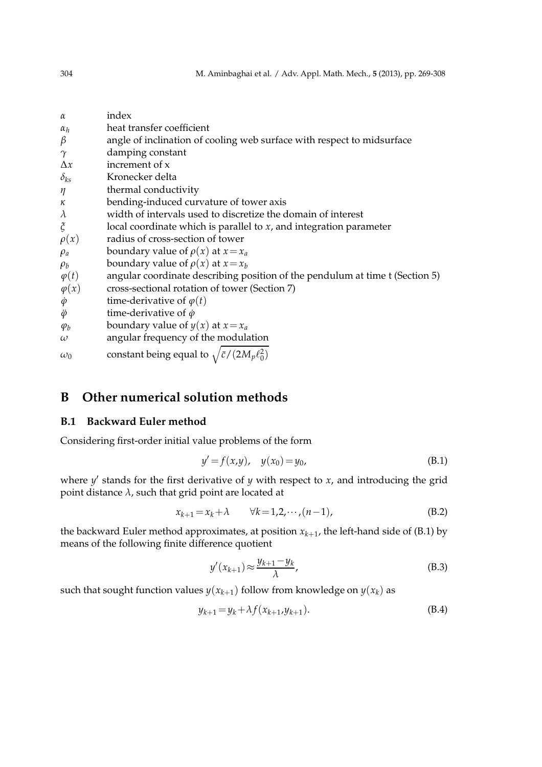| | |
|---|---|
| $\alpha$ | index |
| $\alpha_h$ | heat transfer coefficient |
| $\beta$ | angle of inclination of cooling web surface with respect to midsurface |
| $\gamma$ | damping constant |
| $\Delta x$ | increment of x |
| $\delta_{ks}$ | Kronecker delta |
| $\eta$ | thermal conductivity |
| $\kappa$ | bending-induced curvature of tower axis |
| $\lambda$ | width of intervals used to discretize the domain of interest |
| $\xi$ | local coordinate which is parallel to $x$, and integration parameter |
| $\rho(x)$ | radius of cross-section of tower |
| $\rho_a$ | boundary value of $\rho(x)$ at $x = x_a$ |
| $\rho_b$ | boundary value of $\rho(x)$ at $x = x_b$ |
| $\varphi(t)$ | angular coordinate describing position of the pendulum at time t (Section 5) |
| $\varphi(x)$ | cross-sectional rotation of tower (Section 7) |
| $\dot{\varphi}$ | time-derivative of $\varphi(t)$ |
| $\ddot{\varphi}$ | time-derivative of $\dot{\varphi}$ |
| $\varphi_b$ | boundary value of $y(x)$ at $x = x_a$ |
| $\omega$ | angular frequency of the modulation |
| $\omega_0$ | constant being equal to $\sqrt{\bar{c}/(2M_p\ell_0^2)}$ |

# B Other numerical solution methods

## B.1 Backward Euler method

Considering first-order initial value problems of the form

$$y' = f(x,y), \quad y(x_0) = y_0, \tag{B.1}$$

where $y'$ stands for the first derivative of $y$ with respect to $x$, and introducing the grid point distance $\lambda$, such that grid point are located at

$$x_{k+1} = x_k + \lambda \qquad \forall k = 1,2,\cdots,(n-1), \tag{B.2}$$

the backward Euler method approximates, at position $x_{k+1}$, the left-hand side of (B.1) by means of the following finite difference quotient

$$y'(x_{k+1}) \approx \frac{y_{k+1} - y_k}{\lambda}, \tag{B.3}$$

such that sought function values $y(x_{k+1})$ follow from knowledge on $y(x_k)$ as

$$y_{k+1} = y_k + \lambda f(x_{k+1}, y_{k+1}). \tag{B.4}$$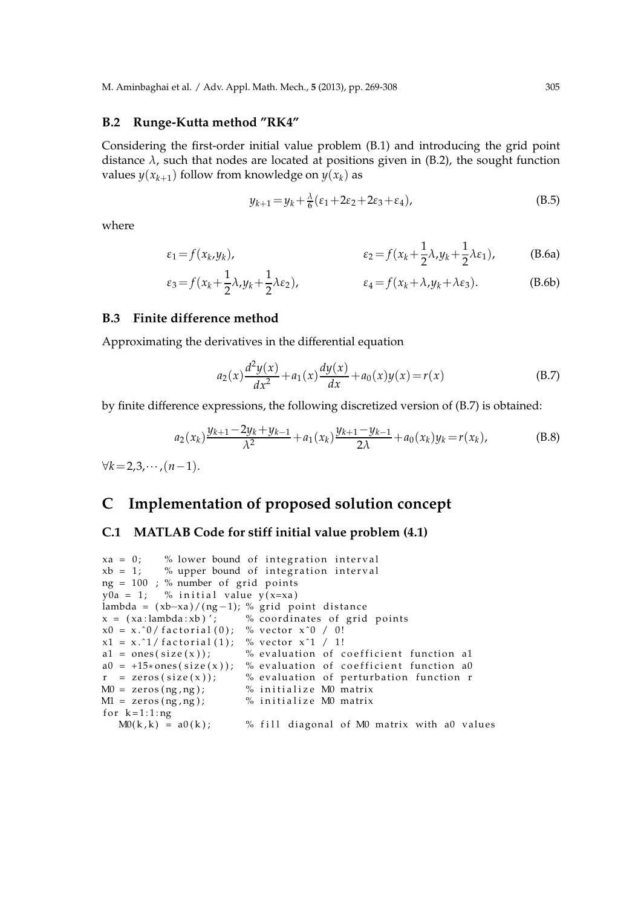### B.2 Runge-Kutta method "RK4"

Considering the first-order initial value problem (B.1) and introducing the grid point distance $\lambda$, such that nodes are located at positions given in (B.2), the sought function values $y(x_{k+1})$ follow from knowledge on $y(x_k)$ as

$$y_{k+1} = y_k + \frac{\lambda}{6}(\varepsilon_1 + 2\varepsilon_2 + 2\varepsilon_3 + \varepsilon_4), \tag{B.5}$$

where

$$\varepsilon_1 = f(x_k, y_k), \qquad \varepsilon_2 = f(x_k + \frac{1}{2}\lambda, y_k + \frac{1}{2}\lambda\varepsilon_1), \tag{B.6a}$$

$$\varepsilon_3 = f(x_k + \frac{1}{2}\lambda, y_k + \frac{1}{2}\lambda\varepsilon_2), \qquad \varepsilon_4 = f(x_k + \lambda, y_k + \lambda\varepsilon_3). \tag{B.6b}$$

### B.3 Finite difference method

Approximating the derivatives in the differential equation

$$a_2(x)\frac{d^2y(x)}{dx^2} + a_1(x)\frac{dy(x)}{dx} + a_0(x)y(x) = r(x) \tag{B.7}$$

by finite difference expressions, the following discretized version of (B.7) is obtained:

$$a_2(x_k)\frac{y_{k+1} - 2y_k + y_{k-1}}{\lambda^2} + a_1(x_k)\frac{y_{k+1} - y_{k-1}}{2\lambda} + a_0(x_k)y_k = r(x_k), \tag{B.8}$$

$\forall k = 2, 3, \cdots, (n-1)$.

## C Implementation of proposed solution concept

### C.1 MATLAB Code for stiff initial value problem (4.1)

```
xa = 0;     % lower bound of integration interval
xb = 1;     % upper bound of integration interval
ng = 100 ; % number of grid points
y0a = 1;   % initial value y(x=xa)
lambda = (xb-xa)/(ng-1); % grid point distance
x = (xa:lambda:xb)';      % coordinates of grid points
x0 = x.^0/factorial(0);  % vector x^0 / 0!
x1 = x.^1/factorial(1);  % vector x^1 / 1!
a1 = ones(size(x));       % evaluation of coefficient function a1
a0 = +15*ones(size(x));  % evaluation of coefficient function a0
r  = zeros(size(x));      % evaluation of perturbation function r
M0 = zeros(ng,ng);        % initialize M0 matrix
M1 = zeros(ng,ng);        % initialize M0 matrix
for k=1:1:ng
   M0(k,k) = a0(k);       % fill diagonal of M0 matrix with a0 values
```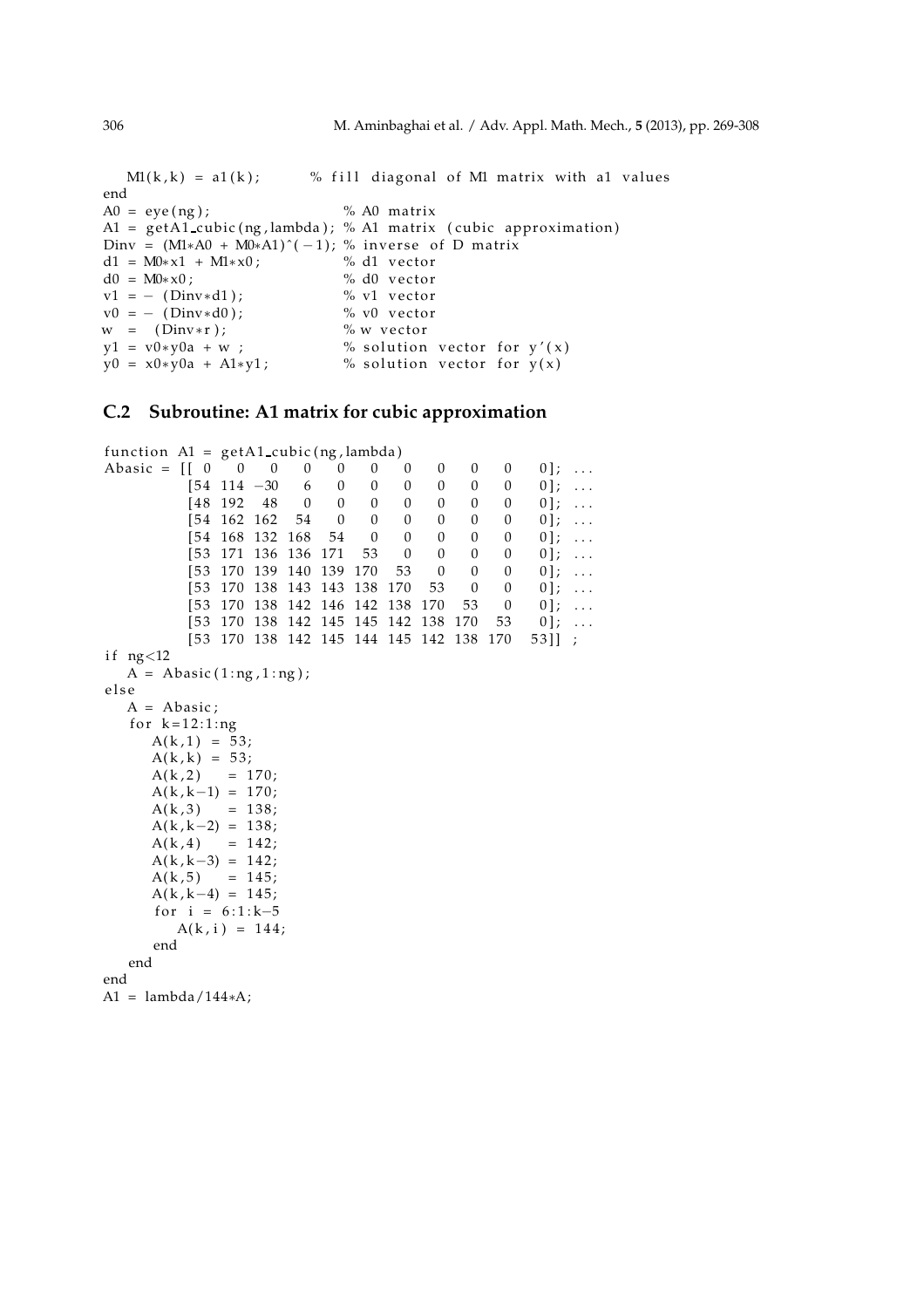```
   M1(k,k) = a1(k);        % fill diagonal of M1 matrix with a1 values
end
A0 = eye(ng);                    % A0 matrix
A1 = getA1_cubic(ng,lambda); % A1 matrix (cubic approximation)
Dinv = (M1*A0 + M0*A1)^(-1); % inverse of D matrix
d1 = M0*x1 + M1*x0;              % d1 vector
d0 = M0*x0;                      % d0 vector
v1 = - (Dinv*d1);                % v1 vector
v0 = - (Dinv*d0);                % v0 vector
w  =  (Dinv*r);                  % w vector
y1 = v0*y0a + w ;                % solution vector for y'(x)
y0 = x0*y0a + A1*y1;             % solution vector for y(x)
```

## C.2 Subroutine: A1 matrix for cubic approximation

```
function A1 = getA1_cubic(ng,lambda)
Abasic = [[ 0    0    0    0    0    0    0    0    0    0    0]; ...
          [54  114  -30    6    0    0    0    0    0    0    0]; ...
          [48  192   48    0    0    0    0    0    0    0    0]; ...
          [54  162  162   54    0    0    0    0    0    0    0]; ...
          [54  168  132  168   54    0    0    0    0    0    0]; ...
          [53  171  136  136  171   53    0    0    0    0    0]; ...
          [53  170  139  140  139  170   53    0    0    0    0]; ...
          [53  170  138  143  143  138  170   53    0    0    0]; ...
          [53  170  138  142  146  142  138  170   53    0    0]; ...
          [53  170  138  142  145  145  142  138  170   53    0]; ...
          [53  170  138  142  145  144  145  142  138  170   53]] ;
if ng<12
   A = Abasic(1:ng,1:ng);
else
   A = Abasic;
   for k=12:1:ng
      A(k,1) = 53;
      A(k,k) = 53;
      A(k,2)   = 170;
      A(k,k-1) = 170;
      A(k,3)   = 138;
      A(k,k-2) = 138;
      A(k,4)   = 142;
      A(k,k-3) = 142;
      A(k,5)   = 145;
      A(k,k-4) = 145;
      for i = 6:1:k-5
         A(k,i) = 144;
      end
   end
end
A1 = lambda/144*A;
```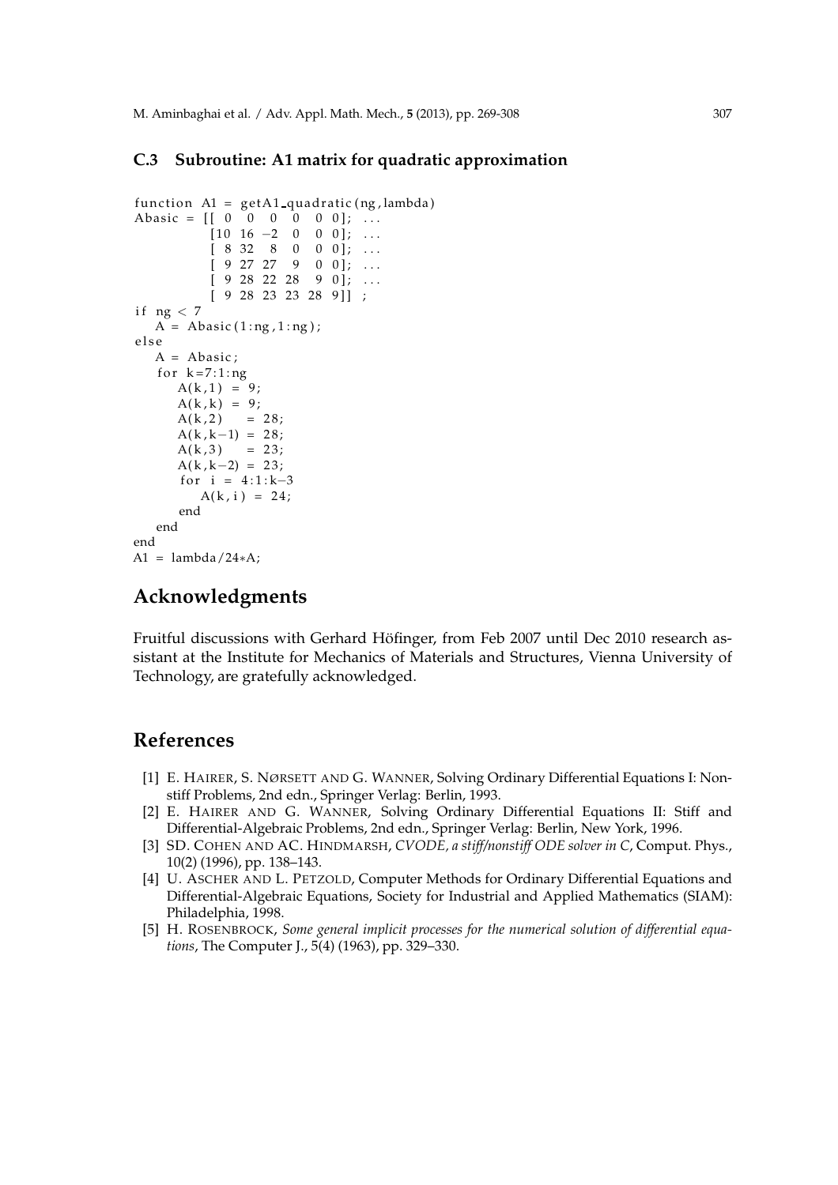### C.3 Subroutine: A1 matrix for quadratic approximation

```
function A1 = getA1_quadratic(ng,lambda)
Abasic = [[ 0   0   0   0   0 0]; ...
          [10  16  -2   0   0 0]; ...
          [ 8  32   8   0   0 0]; ...
          [ 9  27  27   9   0 0]; ...
          [ 9  28  22  28   9 0]; ...
          [ 9  28  23  23  28 9]] ;
if ng < 7
   A = Abasic(1:ng,1:ng);
else
   A = Abasic;
   for k=7:1:ng
      A(k,1) = 9;
      A(k,k) = 9;
      A(k,2)   = 28;
      A(k,k-1) = 28;
      A(k,3)   = 23;
      A(k,k-2) = 23;
      for i = 4:1:k-3
         A(k,i) = 24;
      end
   end
end
A1 = lambda/24*A;
```

## Acknowledgments

Fruitful discussions with Gerhard Höfinger, from Feb 2007 until Dec 2010 research assistant at the Institute for Mechanics of Materials and Structures, Vienna University of Technology, are gratefully acknowledged.

## References

[1] E. Hairer, S. Nørsett and G. Wanner, Solving Ordinary Differential Equations I: Nonstiff Problems, 2nd edn., Springer Verlag: Berlin, 1993.

[2] E. Hairer and G. Wanner, Solving Ordinary Differential Equations II: Stiff and Differential-Algebraic Problems, 2nd edn., Springer Verlag: Berlin, New York, 1996.

[3] SD. Cohen and AC. Hindmarsh, *CVODE, a stiff/nonstiff ODE solver in C*, Comput. Phys., 10(2) (1996), pp. 138–143.

[4] U. Ascher and L. Petzold, Computer Methods for Ordinary Differential Equations and Differential-Algebraic Equations, Society for Industrial and Applied Mathematics (SIAM): Philadelphia, 1998.

[5] H. Rosenbrock, *Some general implicit processes for the numerical solution of differential equations*, The Computer J., 5(4) (1963), pp. 329–330.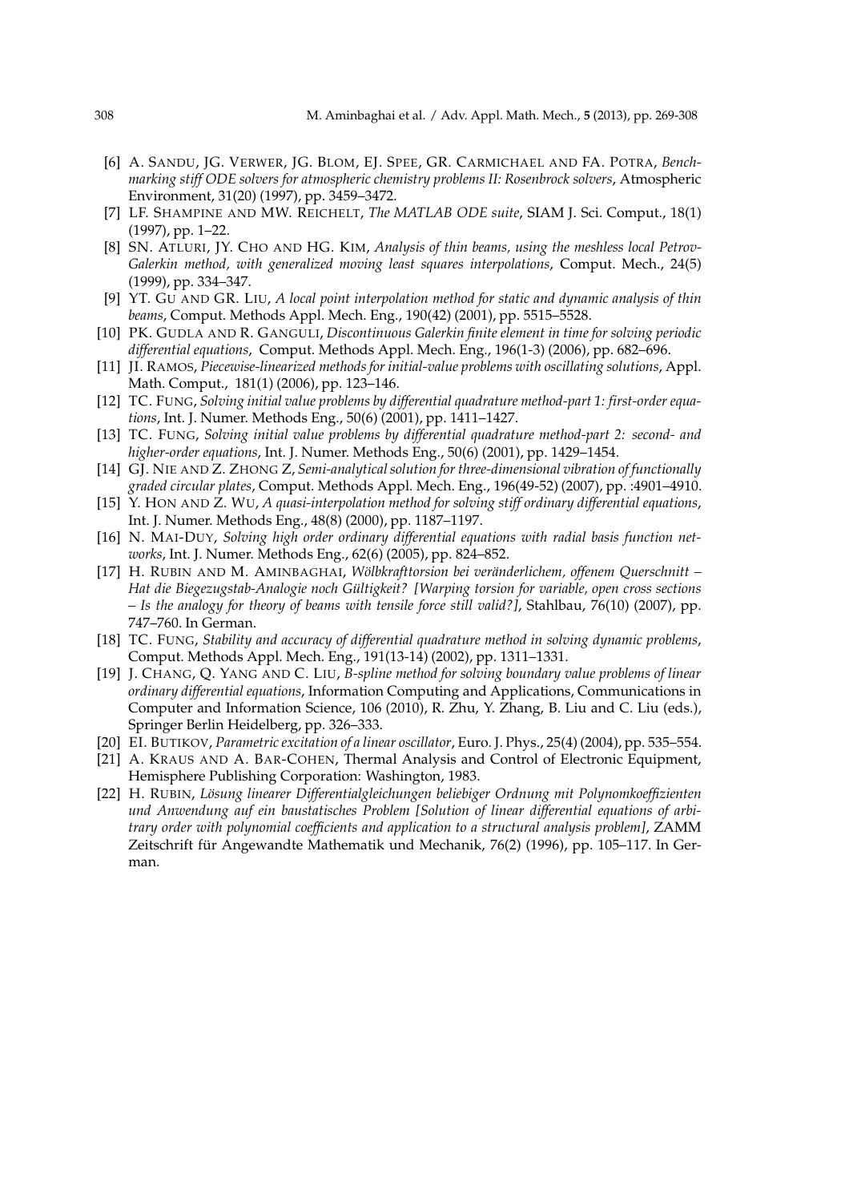[6] A. SANDU, JG. VERWER, JG. BLOM, EJ. SPEE, GR. CARMICHAEL AND FA. POTRA, *Benchmarking stiff ODE solvers for atmospheric chemistry problems II: Rosenbrock solvers*, Atmospheric Environment, 31(20) (1997), pp. 3459–3472.

[7] LF. SHAMPINE AND MW. REICHELT, *The MATLAB ODE suite*, SIAM J. Sci. Comput., 18(1) (1997), pp. 1–22.

[8] SN. ATLURI, JY. CHO AND HG. KIM, *Analysis of thin beams, using the meshless local Petrov-Galerkin method, with generalized moving least squares interpolations*, Comput. Mech., 24(5) (1999), pp. 334–347.

[9] YT. GU AND GR. LIU, *A local point interpolation method for static and dynamic analysis of thin beams*, Comput. Methods Appl. Mech. Eng., 190(42) (2001), pp. 5515–5528.

[10] PK. GUDLA AND R. GANGULI, *Discontinuous Galerkin finite element in time for solving periodic differential equations*, Comput. Methods Appl. Mech. Eng., 196(1-3) (2006), pp. 682–696.

[11] JI. RAMOS, *Piecewise-linearized methods for initial-value problems with oscillating solutions*, Appl. Math. Comput., 181(1) (2006), pp. 123–146.

[12] TC. FUNG, *Solving initial value problems by differential quadrature method-part 1: first-order equations*, Int. J. Numer. Methods Eng., 50(6) (2001), pp. 1411–1427.

[13] TC. FUNG, *Solving initial value problems by differential quadrature method-part 2: second- and higher-order equations*, Int. J. Numer. Methods Eng., 50(6) (2001), pp. 1429–1454.

[14] GJ. NIE AND Z. ZHONG Z, *Semi-analytical solution for three-dimensional vibration of functionally graded circular plates*, Comput. Methods Appl. Mech. Eng., 196(49-52) (2007), pp. :4901–4910.

[15] Y. HON AND Z. WU, *A quasi-interpolation method for solving stiff ordinary differential equations*, Int. J. Numer. Methods Eng., 48(8) (2000), pp. 1187–1197.

[16] N. MAI-DUY, *Solving high order ordinary differential equations with radial basis function networks*, Int. J. Numer. Methods Eng., 62(6) (2005), pp. 824–852.

[17] H. RUBIN AND M. AMINBAGHAI, *Wölbkrafttorsion bei veränderlichem, offenem Querschnitt – Hat die Biegezugstab-Analogie noch Gültigkeit? [Warping torsion for variable, open cross sections – Is the analogy for theory of beams with tensile force still valid?]*, Stahlbau, 76(10) (2007), pp. 747–760. In German.

[18] TC. FUNG, *Stability and accuracy of differential quadrature method in solving dynamic problems*, Comput. Methods Appl. Mech. Eng., 191(13-14) (2002), pp. 1311–1331.

[19] J. CHANG, Q. YANG AND C. LIU, *B-spline method for solving boundary value problems of linear ordinary differential equations*, Information Computing and Applications, Communications in Computer and Information Science, 106 (2010), R. Zhu, Y. Zhang, B. Liu and C. Liu (eds.), Springer Berlin Heidelberg, pp. 326–333.

[20] EI. BUTIKOV, *Parametric excitation of a linear oscillator*, Euro. J. Phys., 25(4) (2004), pp. 535–554.

[21] A. KRAUS AND A. BAR-COHEN, Thermal Analysis and Control of Electronic Equipment, Hemisphere Publishing Corporation: Washington, 1983.

[22] H. RUBIN, *Lösung linearer Differentialgleichungen beliebiger Ordnung mit Polynomkoeffizienten und Anwendung auf ein baustatisches Problem [Solution of linear differential equations of arbitrary order with polynomial coefficients and application to a structural analysis problem]*, ZAMM Zeitschrift für Angewandte Mathematik und Mechanik, 76(2) (1996), pp. 105–117. In German.